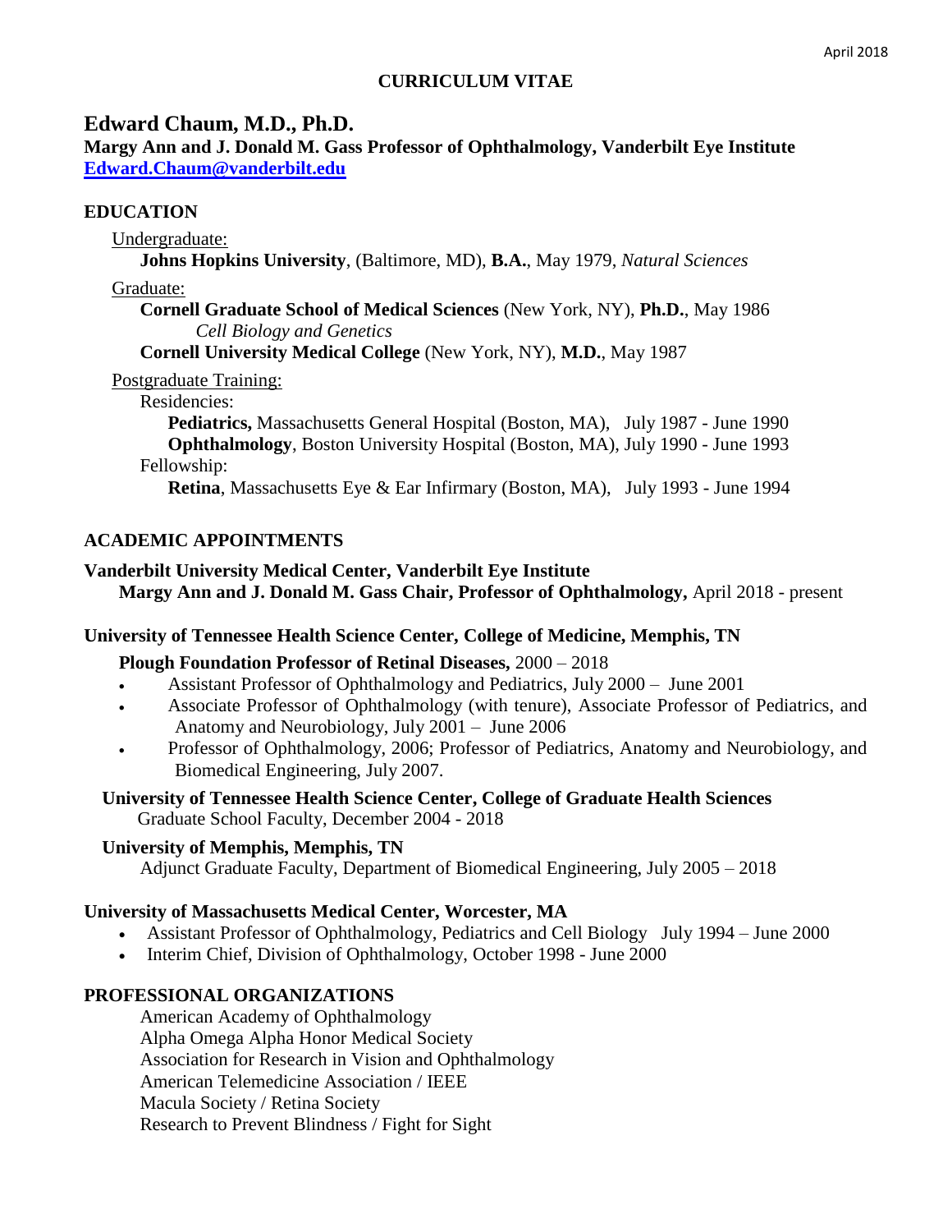# CURRICULUM VITAE

## Edward Chaum, M.D., Ph.D.

**Margy Ann and J. Donald M. Gass Professor of Ophthalmology, Vanderbilt Eye Institute**
**Edward.Chaum@vanderbilt.edu**

## EDUCATION

Undergraduate:

**Johns Hopkins University**, (Baltimore, MD), **B.A.**, May 1979, *Natural Sciences*

Graduate:

**Cornell Graduate School of Medical Sciences** (New York, NY), **Ph.D.**, May 1986
*Cell Biology and Genetics*

**Cornell University Medical College** (New York, NY), **M.D.**, May 1987

Postgraduate Training:

Residencies:

**Pediatrics,** Massachusetts General Hospital (Boston, MA), July 1987 - June 1990

**Ophthalmology**, Boston University Hospital (Boston, MA), July 1990 - June 1993

Fellowship:

**Retina**, Massachusetts Eye & Ear Infirmary (Boston, MA), July 1993 - June 1994

## ACADEMIC APPOINTMENTS

**Vanderbilt University Medical Center, Vanderbilt Eye Institute**

**Margy Ann and J. Donald M. Gass Chair, Professor of Ophthalmology,** April 2018 - present

**University of Tennessee Health Science Center, College of Medicine, Memphis, TN**

**Plough Foundation Professor of Retinal Diseases,** 2000 – 2018

- Assistant Professor of Ophthalmology and Pediatrics, July 2000 – June 2001
- Associate Professor of Ophthalmology (with tenure), Associate Professor of Pediatrics, and Anatomy and Neurobiology, July 2001 – June 2006
- Professor of Ophthalmology, 2006; Professor of Pediatrics, Anatomy and Neurobiology, and Biomedical Engineering, July 2007.

**University of Tennessee Health Science Center, College of Graduate Health Sciences**

Graduate School Faculty, December 2004 - 2018

**University of Memphis, Memphis, TN**

Adjunct Graduate Faculty, Department of Biomedical Engineering, July 2005 – 2018

**University of Massachusetts Medical Center, Worcester, MA**

- Assistant Professor of Ophthalmology, Pediatrics and Cell Biology July 1994 – June 2000
- Interim Chief, Division of Ophthalmology, October 1998 - June 2000

## PROFESSIONAL ORGANIZATIONS

American Academy of Ophthalmology
Alpha Omega Alpha Honor Medical Society
Association for Research in Vision and Ophthalmology
American Telemedicine Association / IEEE
Macula Society / Retina Society
Research to Prevent Blindness / Fight for Sight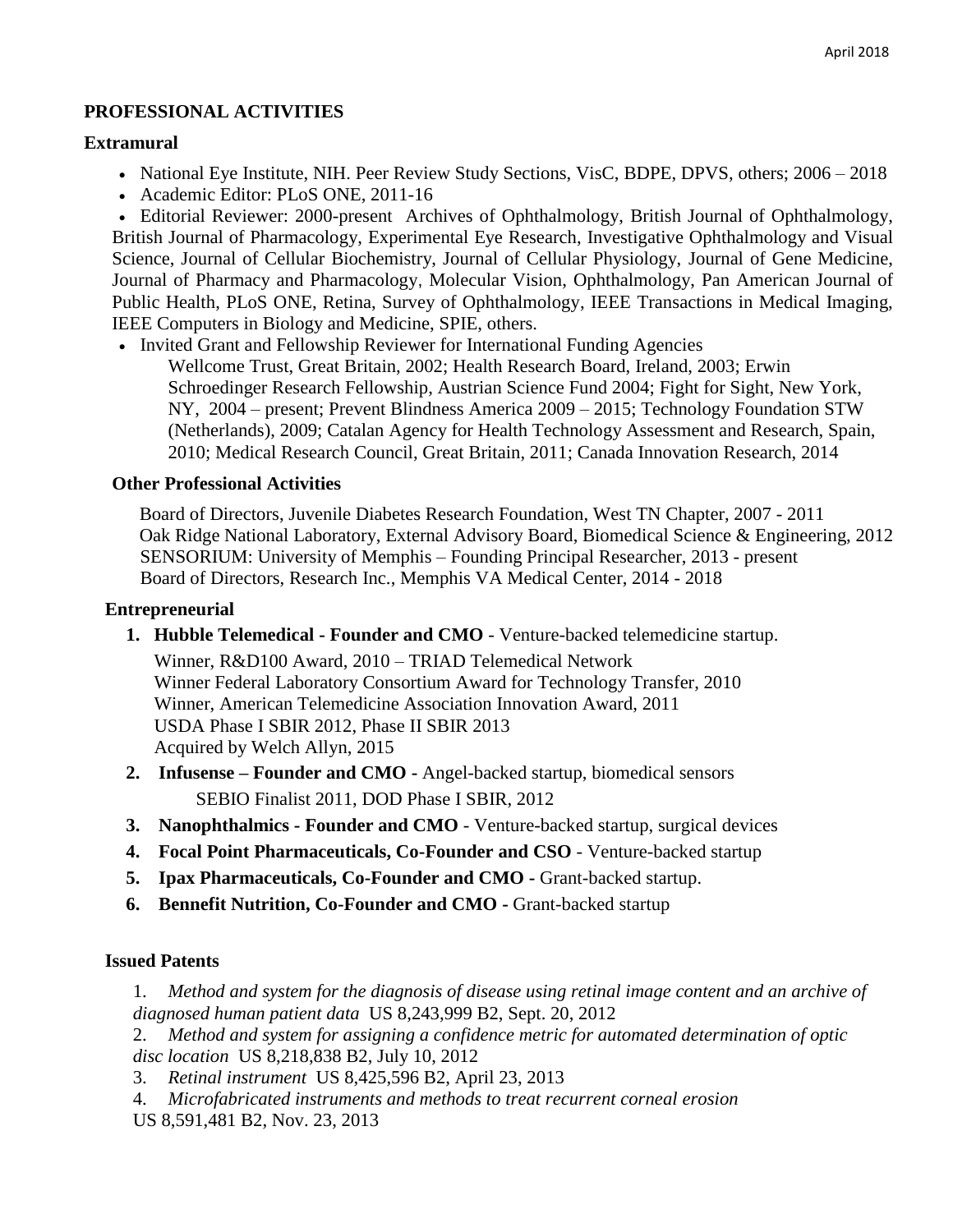## PROFESSIONAL ACTIVITIES

### Extramural

- National Eye Institute, NIH. Peer Review Study Sections, VisC, BDPE, DPVS, others; 2006 – 2018
- Academic Editor: PLoS ONE, 2011-16
- Editorial Reviewer: 2000-present Archives of Ophthalmology, British Journal of Ophthalmology, British Journal of Pharmacology, Experimental Eye Research, Investigative Ophthalmology and Visual Science, Journal of Cellular Biochemistry, Journal of Cellular Physiology, Journal of Gene Medicine, Journal of Pharmacy and Pharmacology, Molecular Vision, Ophthalmology, Pan American Journal of Public Health, PLoS ONE, Retina, Survey of Ophthalmology, IEEE Transactions in Medical Imaging, IEEE Computers in Biology and Medicine, SPIE, others.
- Invited Grant and Fellowship Reviewer for International Funding Agencies
  Wellcome Trust, Great Britain, 2002; Health Research Board, Ireland, 2003; Erwin Schroedinger Research Fellowship, Austrian Science Fund 2004; Fight for Sight, New York, NY, 2004 – present; Prevent Blindness America 2009 – 2015; Technology Foundation STW (Netherlands), 2009; Catalan Agency for Health Technology Assessment and Research, Spain, 2010; Medical Research Council, Great Britain, 2011; Canada Innovation Research, 2014

### Other Professional Activities

Board of Directors, Juvenile Diabetes Research Foundation, West TN Chapter, 2007 - 2011
Oak Ridge National Laboratory, External Advisory Board, Biomedical Science & Engineering, 2012
SENSORIUM: University of Memphis – Founding Principal Researcher, 2013 - present
Board of Directors, Research Inc., Memphis VA Medical Center, 2014 - 2018

### Entrepreneurial

1. **Hubble Telemedical - Founder and CMO** - Venture-backed telemedicine startup.
   Winner, R&D100 Award, 2010 – TRIAD Telemedical Network
   Winner Federal Laboratory Consortium Award for Technology Transfer, 2010
   Winner, American Telemedicine Association Innovation Award, 2011
   USDA Phase I SBIR 2012, Phase II SBIR 2013
   Acquired by Welch Allyn, 2015
2. **Infusense – Founder and CMO -** Angel-backed startup, biomedical sensors
   SEBIO Finalist 2011, DOD Phase I SBIR, 2012
3. **Nanophthalmics - Founder and CMO** - Venture-backed startup, surgical devices
4. **Focal Point Pharmaceuticals, Co-Founder and CSO** - Venture-backed startup
5. **Ipax Pharmaceuticals, Co-Founder and CMO -** Grant-backed startup.
6. **Bennefit Nutrition, Co-Founder and CMO -** Grant-backed startup

### Issued Patents

1. *Method and system for the diagnosis of disease using retinal image content and an archive of diagnosed human patient data* US 8,243,999 B2, Sept. 20, 2012
2. *Method and system for assigning a confidence metric for automated determination of optic disc location* US 8,218,838 B2, July 10, 2012
3. *Retinal instrument* US 8,425,596 B2, April 23, 2013
4. *Microfabricated instruments and methods to treat recurrent corneal erosion* US 8,591,481 B2, Nov. 23, 2013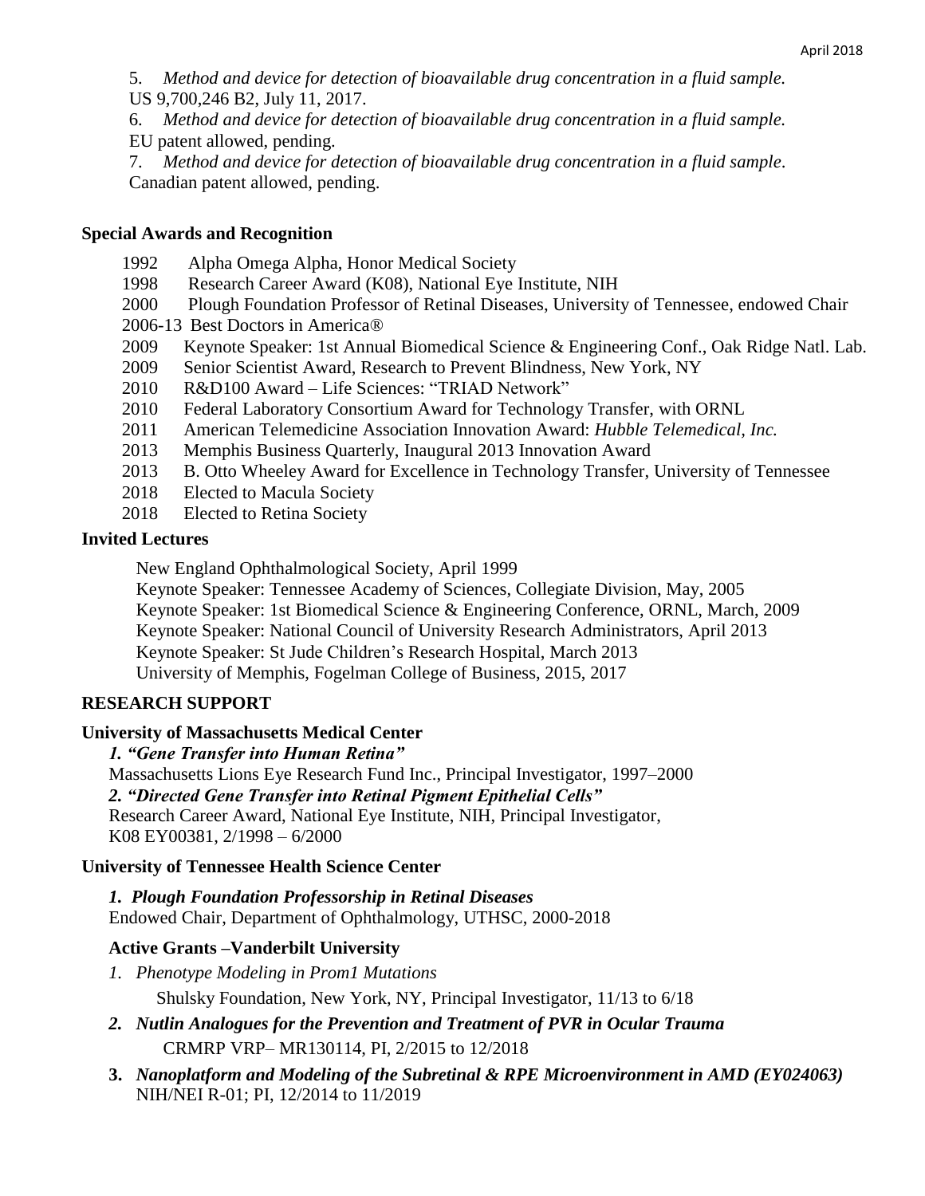5. *Method and device for detection of bioavailable drug concentration in a fluid sample.* US 9,700,246 B2, July 11, 2017.

6. *Method and device for detection of bioavailable drug concentration in a fluid sample.* EU patent allowed, pending.

7. *Method and device for detection of bioavailable drug concentration in a fluid sample*. Canadian patent allowed, pending.

### Special Awards and Recognition

1992 Alpha Omega Alpha, Honor Medical Society
1998 Research Career Award (K08), National Eye Institute, NIH
2000 Plough Foundation Professor of Retinal Diseases, University of Tennessee, endowed Chair
2006-13 Best Doctors in America®
2009 Keynote Speaker: 1st Annual Biomedical Science & Engineering Conf., Oak Ridge Natl. Lab.
2009 Senior Scientist Award, Research to Prevent Blindness, New York, NY
2010 R&D100 Award – Life Sciences: "TRIAD Network"
2010 Federal Laboratory Consortium Award for Technology Transfer, with ORNL
2011 American Telemedicine Association Innovation Award: *Hubble Telemedical, Inc.*
2013 Memphis Business Quarterly, Inaugural 2013 Innovation Award
2013 B. Otto Wheeley Award for Excellence in Technology Transfer, University of Tennessee
2018 Elected to Macula Society
2018 Elected to Retina Society

### Invited Lectures

New England Ophthalmological Society, April 1999
Keynote Speaker: Tennessee Academy of Sciences, Collegiate Division, May, 2005
Keynote Speaker: 1st Biomedical Science & Engineering Conference, ORNL, March, 2009
Keynote Speaker: National Council of University Research Administrators, April 2013
Keynote Speaker: St Jude Children's Research Hospital, March 2013
University of Memphis, Fogelman College of Business, 2015, 2017

## RESEARCH SUPPORT

### University of Massachusetts Medical Center

***1. "Gene Transfer into Human Retina"***
Massachusetts Lions Eye Research Fund Inc., Principal Investigator, 1997–2000

***2. "Directed Gene Transfer into Retinal Pigment Epithelial Cells"***
Research Career Award, National Eye Institute, NIH, Principal Investigator, K08 EY00381, 2/1998 – 6/2000

### University of Tennessee Health Science Center

***1. Plough Foundation Professorship in Retinal Diseases***
Endowed Chair, Department of Ophthalmology, UTHSC, 2000-2018

### Active Grants –Vanderbilt University

1. *Phenotype Modeling in Prom1 Mutations*
   Shulsky Foundation, New York, NY, Principal Investigator, 11/13 to 6/18
2. ***Nutlin Analogues for the Prevention and Treatment of PVR in Ocular Trauma***
   CRMRP VRP– MR130114, PI, 2/2015 to 12/2018
3. ***Nanoplatform and Modeling of the Subretinal & RPE Microenvironment in AMD (EY024063)***
   NIH/NEI R-01; PI, 12/2014 to 11/2019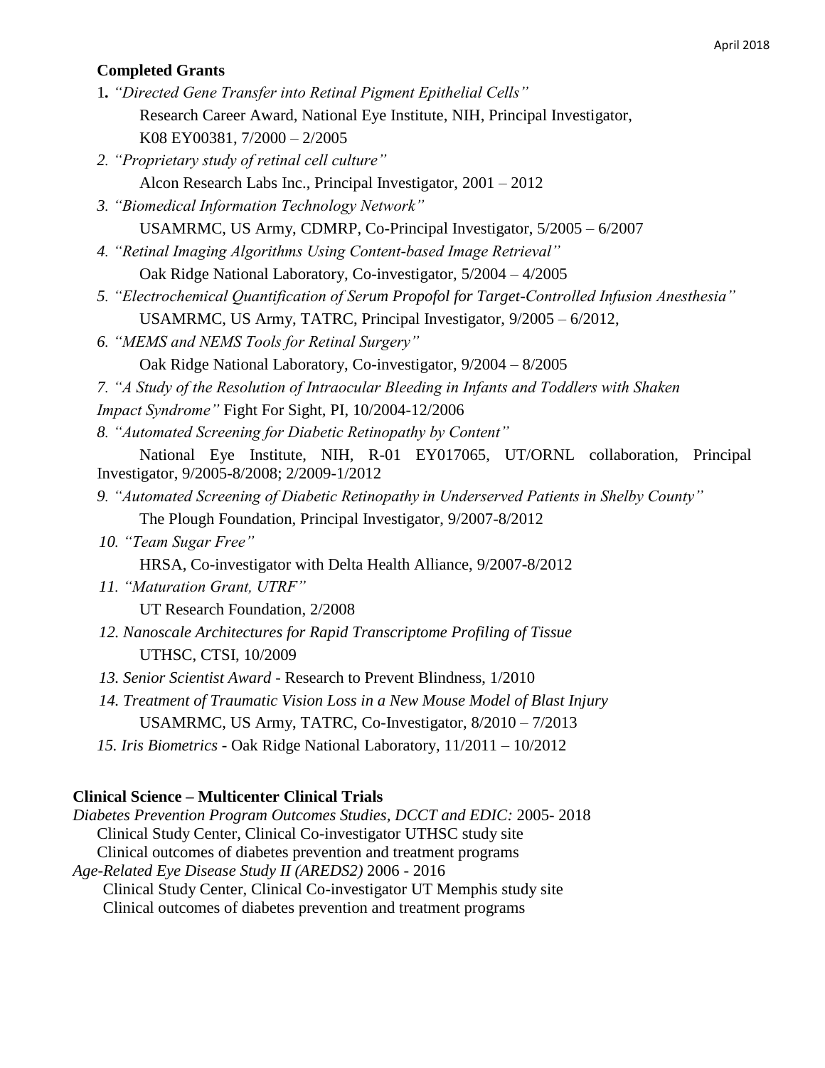**Completed Grants**

1. *"Directed Gene Transfer into Retinal Pigment Epithelial Cells"*
   Research Career Award, National Eye Institute, NIH, Principal Investigator, K08 EY00381, 7/2000 – 2/2005
2. *"Proprietary study of retinal cell culture"*
   Alcon Research Labs Inc., Principal Investigator, 2001 – 2012
3. *"Biomedical Information Technology Network"*
   USAMRMC, US Army, CDMRP, Co-Principal Investigator, 5/2005 – 6/2007
4. *"Retinal Imaging Algorithms Using Content-based Image Retrieval"*
   Oak Ridge National Laboratory, Co-investigator, 5/2004 – 4/2005
5. *"Electrochemical Quantification of Serum Propofol for Target-Controlled Infusion Anesthesia"*
   USAMRMC, US Army, TATRC, Principal Investigator, 9/2005 – 6/2012,
6. *"MEMS and NEMS Tools for Retinal Surgery"*
   Oak Ridge National Laboratory, Co-investigator, 9/2004 – 8/2005
7. *"A Study of the Resolution of Intraocular Bleeding in Infants and Toddlers with Shaken Impact Syndrome"* Fight For Sight, PI, 10/2004-12/2006
8. *"Automated Screening for Diabetic Retinopathy by Content"*
   National Eye Institute, NIH, R-01 EY017065, UT/ORNL collaboration, Principal Investigator, 9/2005-8/2008; 2/2009-1/2012
9. *"Automated Screening of Diabetic Retinopathy in Underserved Patients in Shelby County"*
   The Plough Foundation, Principal Investigator, 9/2007-8/2012
10. *"Team Sugar Free"*
    HRSA, Co-investigator with Delta Health Alliance, 9/2007-8/2012
11. *"Maturation Grant, UTRF"*
    UT Research Foundation, 2/2008
12. *Nanoscale Architectures for Rapid Transcriptome Profiling of Tissue*
    UTHSC, CTSI, 10/2009
13. *Senior Scientist Award* - Research to Prevent Blindness, 1/2010
14. *Treatment of Traumatic Vision Loss in a New Mouse Model of Blast Injury*
    USAMRMC, US Army, TATRC, Co-Investigator, 8/2010 – 7/2013
15. *Iris Biometrics* - Oak Ridge National Laboratory, 11/2011 – 10/2012

**Clinical Science – Multicenter Clinical Trials**

*Diabetes Prevention Program Outcomes Studies, DCCT and EDIC:* 2005- 2018
  Clinical Study Center, Clinical Co-investigator UTHSC study site
  Clinical outcomes of diabetes prevention and treatment programs

*Age-Related Eye Disease Study II (AREDS2)* 2006 - 2016
  Clinical Study Center, Clinical Co-investigator UT Memphis study site
  Clinical outcomes of diabetes prevention and treatment programs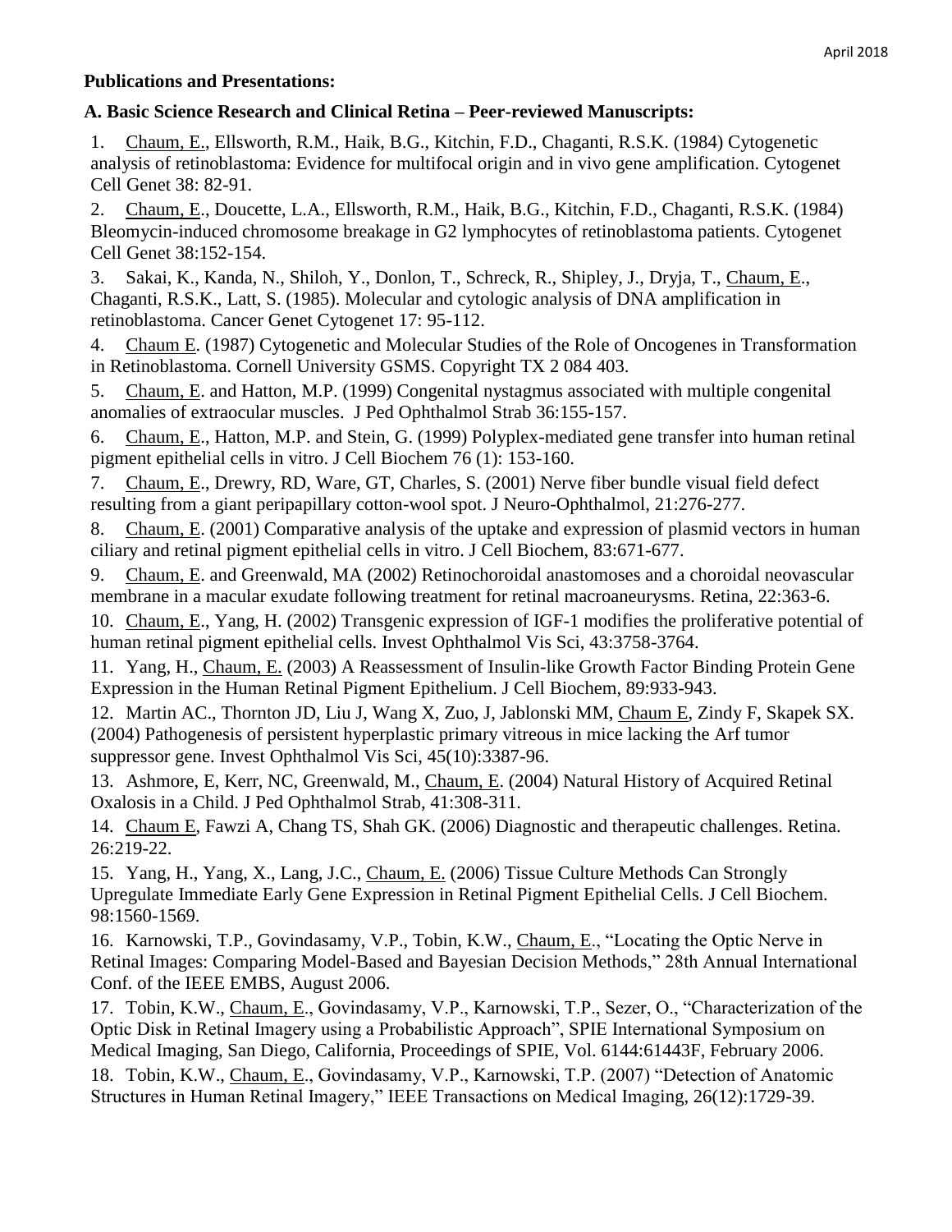**Publications and Presentations:**

**A. Basic Science Research and Clinical Retina – Peer-reviewed Manuscripts:**

1. Chaum, E., Ellsworth, R.M., Haik, B.G., Kitchin, F.D., Chaganti, R.S.K. (1984) Cytogenetic analysis of retinoblastoma: Evidence for multifocal origin and in vivo gene amplification. Cytogenet Cell Genet 38: 82-91.
2. Chaum, E., Doucette, L.A., Ellsworth, R.M., Haik, B.G., Kitchin, F.D., Chaganti, R.S.K. (1984) Bleomycin-induced chromosome breakage in G2 lymphocytes of retinoblastoma patients. Cytogenet Cell Genet 38:152-154.
3. Sakai, K., Kanda, N., Shiloh, Y., Donlon, T., Schreck, R., Shipley, J., Dryja, T., Chaum, E., Chaganti, R.S.K., Latt, S. (1985). Molecular and cytologic analysis of DNA amplification in retinoblastoma. Cancer Genet Cytogenet 17: 95-112.
4. Chaum E. (1987) Cytogenetic and Molecular Studies of the Role of Oncogenes in Transformation in Retinoblastoma. Cornell University GSMS. Copyright TX 2 084 403.
5. Chaum, E. and Hatton, M.P. (1999) Congenital nystagmus associated with multiple congenital anomalies of extraocular muscles. J Ped Ophthalmol Strab 36:155-157.
6. Chaum, E., Hatton, M.P. and Stein, G. (1999) Polyplex-mediated gene transfer into human retinal pigment epithelial cells in vitro. J Cell Biochem 76 (1): 153-160.
7. Chaum, E., Drewry, RD, Ware, GT, Charles, S. (2001) Nerve fiber bundle visual field defect resulting from a giant peripapillary cotton-wool spot. J Neuro-Ophthalmol, 21:276-277.
8. Chaum, E. (2001) Comparative analysis of the uptake and expression of plasmid vectors in human ciliary and retinal pigment epithelial cells in vitro. J Cell Biochem, 83:671-677.
9. Chaum, E. and Greenwald, MA (2002) Retinochoroidal anastomoses and a choroidal neovascular membrane in a macular exudate following treatment for retinal macroaneurysms. Retina, 22:363-6.
10. Chaum, E., Yang, H. (2002) Transgenic expression of IGF-1 modifies the proliferative potential of human retinal pigment epithelial cells. Invest Ophthalmol Vis Sci, 43:3758-3764.
11. Yang, H., Chaum, E. (2003) A Reassessment of Insulin-like Growth Factor Binding Protein Gene Expression in the Human Retinal Pigment Epithelium. J Cell Biochem, 89:933-943.
12. Martin AC., Thornton JD, Liu J, Wang X, Zuo, J, Jablonski MM, Chaum E, Zindy F, Skapek SX. (2004) Pathogenesis of persistent hyperplastic primary vitreous in mice lacking the Arf tumor suppressor gene. Invest Ophthalmol Vis Sci, 45(10):3387-96.
13. Ashmore, E, Kerr, NC, Greenwald, M., Chaum, E. (2004) Natural History of Acquired Retinal Oxalosis in a Child. J Ped Ophthalmol Strab, 41:308-311.
14. Chaum E, Fawzi A, Chang TS, Shah GK. (2006) Diagnostic and therapeutic challenges. Retina. 26:219-22.
15. Yang, H., Yang, X., Lang, J.C., Chaum, E. (2006) Tissue Culture Methods Can Strongly Upregulate Immediate Early Gene Expression in Retinal Pigment Epithelial Cells. J Cell Biochem. 98:1560-1569.
16. Karnowski, T.P., Govindasamy, V.P., Tobin, K.W., Chaum, E., "Locating the Optic Nerve in Retinal Images: Comparing Model-Based and Bayesian Decision Methods," 28th Annual International Conf. of the IEEE EMBS, August 2006.
17. Tobin, K.W., Chaum, E., Govindasamy, V.P., Karnowski, T.P., Sezer, O., "Characterization of the Optic Disk in Retinal Imagery using a Probabilistic Approach", SPIE International Symposium on Medical Imaging, San Diego, California, Proceedings of SPIE, Vol. 6144:61443F, February 2006.
18. Tobin, K.W., Chaum, E., Govindasamy, V.P., Karnowski, T.P. (2007) "Detection of Anatomic Structures in Human Retinal Imagery," IEEE Transactions on Medical Imaging, 26(12):1729-39.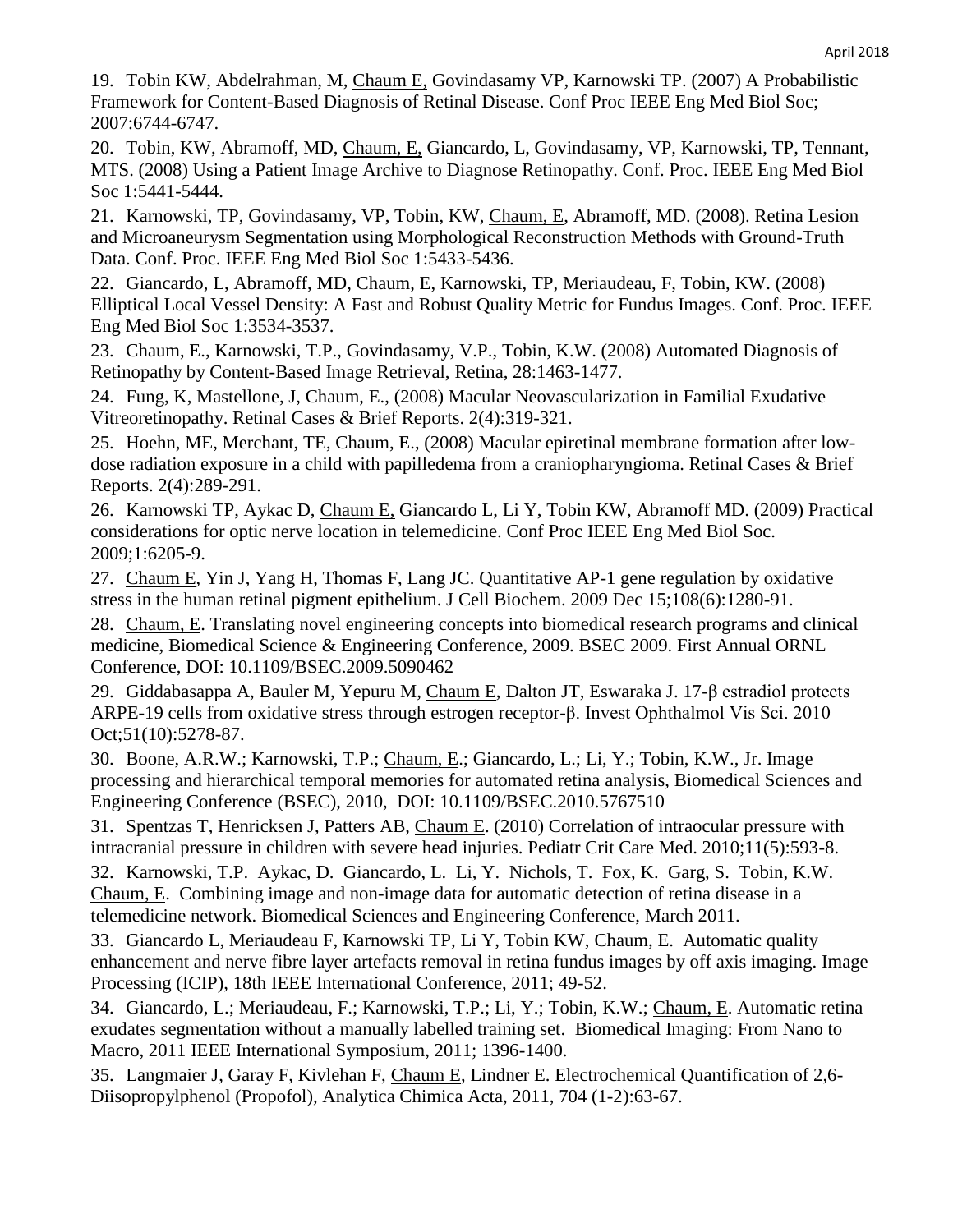19. Tobin KW, Abdelrahman, M, Chaum E, Govindasamy VP, Karnowski TP. (2007) A Probabilistic Framework for Content-Based Diagnosis of Retinal Disease. Conf Proc IEEE Eng Med Biol Soc; 2007:6744-6747.

20. Tobin, KW, Abramoff, MD, Chaum, E, Giancardo, L, Govindasamy, VP, Karnowski, TP, Tennant, MTS. (2008) Using a Patient Image Archive to Diagnose Retinopathy. Conf. Proc. IEEE Eng Med Biol Soc 1:5441-5444.

21. Karnowski, TP, Govindasamy, VP, Tobin, KW, Chaum, E, Abramoff, MD. (2008). Retina Lesion and Microaneurysm Segmentation using Morphological Reconstruction Methods with Ground-Truth Data. Conf. Proc. IEEE Eng Med Biol Soc 1:5433-5436.

22. Giancardo, L, Abramoff, MD, Chaum, E, Karnowski, TP, Meriaudeau, F, Tobin, KW. (2008) Elliptical Local Vessel Density: A Fast and Robust Quality Metric for Fundus Images. Conf. Proc. IEEE Eng Med Biol Soc 1:3534-3537.

23. Chaum, E., Karnowski, T.P., Govindasamy, V.P., Tobin, K.W. (2008) Automated Diagnosis of Retinopathy by Content-Based Image Retrieval, Retina, 28:1463-1477.

24. Fung, K, Mastellone, J, Chaum, E., (2008) Macular Neovascularization in Familial Exudative Vitreoretinopathy. Retinal Cases & Brief Reports. 2(4):319-321.

25. Hoehn, ME, Merchant, TE, Chaum, E., (2008) Macular epiretinal membrane formation after low-dose radiation exposure in a child with papilledema from a craniopharyngioma. Retinal Cases & Brief Reports. 2(4):289-291.

26. Karnowski TP, Aykac D, Chaum E, Giancardo L, Li Y, Tobin KW, Abramoff MD. (2009) Practical considerations for optic nerve location in telemedicine. Conf Proc IEEE Eng Med Biol Soc. 2009;1:6205-9.

27. Chaum E, Yin J, Yang H, Thomas F, Lang JC. Quantitative AP-1 gene regulation by oxidative stress in the human retinal pigment epithelium. J Cell Biochem. 2009 Dec 15;108(6):1280-91.

28. Chaum, E. Translating novel engineering concepts into biomedical research programs and clinical medicine, Biomedical Science & Engineering Conference, 2009. BSEC 2009. First Annual ORNL Conference, DOI: 10.1109/BSEC.2009.5090462

29. Giddabasappa A, Bauler M, Yepuru M, Chaum E, Dalton JT, Eswaraka J. 17-β estradiol protects ARPE-19 cells from oxidative stress through estrogen receptor-β. Invest Ophthalmol Vis Sci. 2010 Oct;51(10):5278-87.

30. Boone, A.R.W.; Karnowski, T.P.; Chaum, E.; Giancardo, L.; Li, Y.; Tobin, K.W., Jr. Image processing and hierarchical temporal memories for automated retina analysis, Biomedical Sciences and Engineering Conference (BSEC), 2010, DOI: 10.1109/BSEC.2010.5767510

31. Spentzas T, Henricksen J, Patters AB, Chaum E. (2010) Correlation of intraocular pressure with intracranial pressure in children with severe head injuries. Pediatr Crit Care Med. 2010;11(5):593-8.

32. Karnowski, T.P. Aykac, D. Giancardo, L. Li, Y. Nichols, T. Fox, K. Garg, S. Tobin, K.W. Chaum, E. Combining image and non-image data for automatic detection of retina disease in a telemedicine network. Biomedical Sciences and Engineering Conference, March 2011.

33. Giancardo L, Meriaudeau F, Karnowski TP, Li Y, Tobin KW, Chaum, E. Automatic quality enhancement and nerve fibre layer artefacts removal in retina fundus images by off axis imaging. Image Processing (ICIP), 18th IEEE International Conference, 2011; 49-52.

34. Giancardo, L.; Meriaudeau, F.; Karnowski, T.P.; Li, Y.; Tobin, K.W.; Chaum, E. Automatic retina exudates segmentation without a manually labelled training set. Biomedical Imaging: From Nano to Macro, 2011 IEEE International Symposium, 2011; 1396-1400.

35. Langmaier J, Garay F, Kivlehan F, Chaum E, Lindner E. Electrochemical Quantification of 2,6-Diisopropylphenol (Propofol), Analytica Chimica Acta, 2011, 704 (1-2):63-67.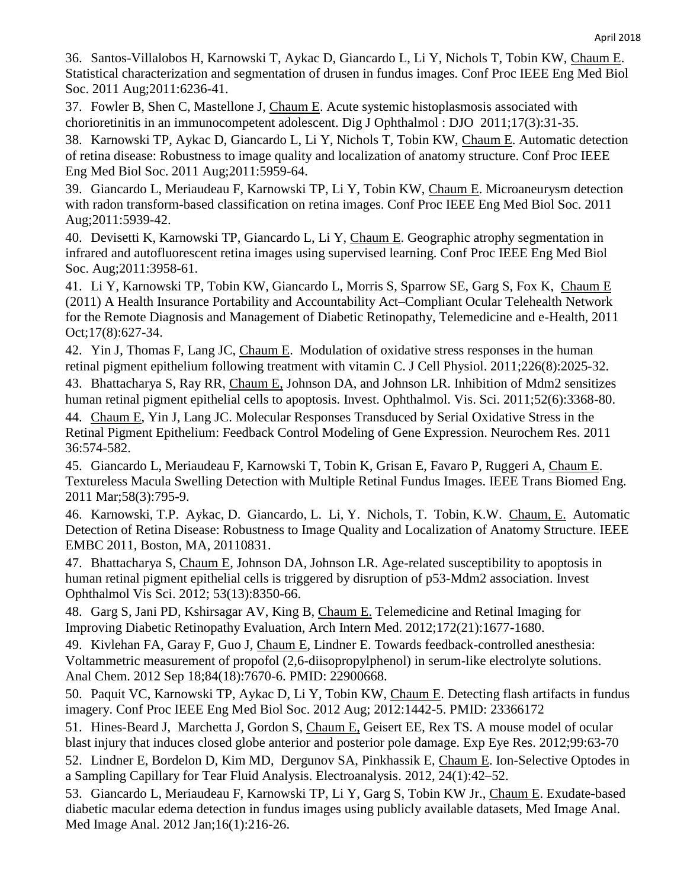36. Santos-Villalobos H, Karnowski T, Aykac D, Giancardo L, Li Y, Nichols T, Tobin KW, Chaum E. Statistical characterization and segmentation of drusen in fundus images. Conf Proc IEEE Eng Med Biol Soc. 2011 Aug;2011:6236-41.

37. Fowler B, Shen C, Mastellone J, Chaum E. Acute systemic histoplasmosis associated with chorioretinitis in an immunocompetent adolescent. Dig J Ophthalmol : DJO 2011;17(3):31-35.

38. Karnowski TP, Aykac D, Giancardo L, Li Y, Nichols T, Tobin KW, Chaum E. Automatic detection of retina disease: Robustness to image quality and localization of anatomy structure. Conf Proc IEEE Eng Med Biol Soc. 2011 Aug;2011:5959-64.

39. Giancardo L, Meriaudeau F, Karnowski TP, Li Y, Tobin KW, Chaum E. Microaneurysm detection with radon transform-based classification on retina images. Conf Proc IEEE Eng Med Biol Soc. 2011 Aug;2011:5939-42.

40. Devisetti K, Karnowski TP, Giancardo L, Li Y, Chaum E. Geographic atrophy segmentation in infrared and autofluorescent retina images using supervised learning. Conf Proc IEEE Eng Med Biol Soc. Aug;2011:3958-61.

41. Li Y, Karnowski TP, Tobin KW, Giancardo L, Morris S, Sparrow SE, Garg S, Fox K, Chaum E (2011) A Health Insurance Portability and Accountability Act–Compliant Ocular Telehealth Network for the Remote Diagnosis and Management of Diabetic Retinopathy, Telemedicine and e-Health, 2011 Oct;17(8):627-34.

42. Yin J, Thomas F, Lang JC, Chaum E. Modulation of oxidative stress responses in the human retinal pigment epithelium following treatment with vitamin C. J Cell Physiol. 2011;226(8):2025-32.

43. Bhattacharya S, Ray RR, Chaum E, Johnson DA, and Johnson LR. Inhibition of Mdm2 sensitizes human retinal pigment epithelial cells to apoptosis. Invest. Ophthalmol. Vis. Sci. 2011;52(6):3368-80.

44. Chaum E, Yin J, Lang JC. Molecular Responses Transduced by Serial Oxidative Stress in the Retinal Pigment Epithelium: Feedback Control Modeling of Gene Expression. Neurochem Res. 2011 36:574-582.

45. Giancardo L, Meriaudeau F, Karnowski T, Tobin K, Grisan E, Favaro P, Ruggeri A, Chaum E. Textureless Macula Swelling Detection with Multiple Retinal Fundus Images. IEEE Trans Biomed Eng. 2011 Mar;58(3):795-9.

46. Karnowski, T.P. Aykac, D. Giancardo, L. Li, Y. Nichols, T. Tobin, K.W. Chaum, E. Automatic Detection of Retina Disease: Robustness to Image Quality and Localization of Anatomy Structure. IEEE EMBC 2011, Boston, MA, 20110831.

47. Bhattacharya S, Chaum E, Johnson DA, Johnson LR. Age-related susceptibility to apoptosis in human retinal pigment epithelial cells is triggered by disruption of p53-Mdm2 association. Invest Ophthalmol Vis Sci. 2012; 53(13):8350-66.

48. Garg S, Jani PD, Kshirsagar AV, King B, Chaum E. Telemedicine and Retinal Imaging for Improving Diabetic Retinopathy Evaluation, Arch Intern Med. 2012;172(21):1677-1680.

49. Kivlehan FA, Garay F, Guo J, Chaum E, Lindner E. Towards feedback-controlled anesthesia: Voltammetric measurement of propofol (2,6-diisopropylphenol) in serum-like electrolyte solutions. Anal Chem. 2012 Sep 18;84(18):7670-6. PMID: 22900668.

50. Paquit VC, Karnowski TP, Aykac D, Li Y, Tobin KW, Chaum E. Detecting flash artifacts in fundus imagery. Conf Proc IEEE Eng Med Biol Soc. 2012 Aug; 2012:1442-5. PMID: 23366172

51. Hines-Beard J, Marchetta J, Gordon S, Chaum E, Geisert EE, Rex TS. A mouse model of ocular blast injury that induces closed globe anterior and posterior pole damage. Exp Eye Res. 2012;99:63-70

52. Lindner E, Bordelon D, Kim MD, Dergunov SA, Pinkhassik E, Chaum E. Ion-Selective Optodes in a Sampling Capillary for Tear Fluid Analysis. Electroanalysis. 2012, 24(1):42–52.

53. Giancardo L, Meriaudeau F, Karnowski TP, Li Y, Garg S, Tobin KW Jr., Chaum E. Exudate-based diabetic macular edema detection in fundus images using publicly available datasets, Med Image Anal. Med Image Anal. 2012 Jan;16(1):216-26.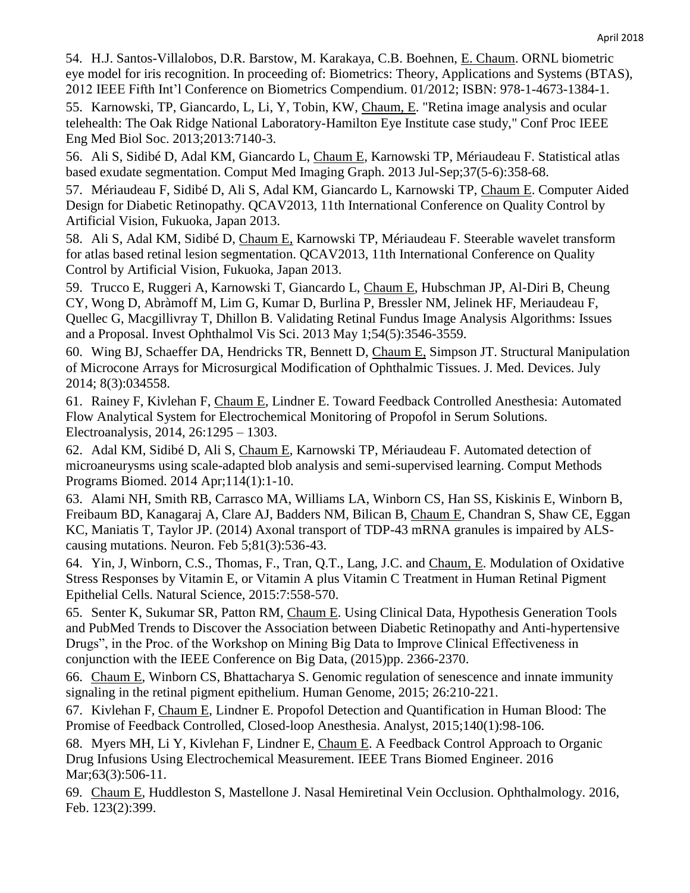54. H.J. Santos-Villalobos, D.R. Barstow, M. Karakaya, C.B. Boehnen, E. Chaum. ORNL biometric eye model for iris recognition. In proceeding of: Biometrics: Theory, Applications and Systems (BTAS), 2012 IEEE Fifth Int'l Conference on Biometrics Compendium. 01/2012; ISBN: 978-1-4673-1384-1.

55. Karnowski, TP, Giancardo, L, Li, Y, Tobin, KW, Chaum, E. "Retina image analysis and ocular telehealth: The Oak Ridge National Laboratory-Hamilton Eye Institute case study," Conf Proc IEEE Eng Med Biol Soc. 2013;2013:7140-3.

56. Ali S, Sidibé D, Adal KM, Giancardo L, Chaum E, Karnowski TP, Mériaudeau F. Statistical atlas based exudate segmentation. Comput Med Imaging Graph. 2013 Jul-Sep;37(5-6):358-68.

57. Mériaudeau F, Sidibé D, Ali S, Adal KM, Giancardo L, Karnowski TP, Chaum E. Computer Aided Design for Diabetic Retinopathy. QCAV2013, 11th International Conference on Quality Control by Artificial Vision, Fukuoka, Japan 2013.

58. Ali S, Adal KM, Sidibé D, Chaum E, Karnowski TP, Mériaudeau F. Steerable wavelet transform for atlas based retinal lesion segmentation. QCAV2013, 11th International Conference on Quality Control by Artificial Vision, Fukuoka, Japan 2013.

59. Trucco E, Ruggeri A, Karnowski T, Giancardo L, Chaum E, Hubschman JP, Al-Diri B, Cheung CY, Wong D, Abràmoff M, Lim G, Kumar D, Burlina P, Bressler NM, Jelinek HF, Meriaudeau F, Quellec G, Macgillivray T, Dhillon B. Validating Retinal Fundus Image Analysis Algorithms: Issues and a Proposal. Invest Ophthalmol Vis Sci. 2013 May 1;54(5):3546-3559.

60. Wing BJ, Schaeffer DA, Hendricks TR, Bennett D, Chaum E, Simpson JT. Structural Manipulation of Microcone Arrays for Microsurgical Modification of Ophthalmic Tissues. J. Med. Devices. July 2014; 8(3):034558.

61. Rainey F, Kivlehan F, Chaum E, Lindner E. Toward Feedback Controlled Anesthesia: Automated Flow Analytical System for Electrochemical Monitoring of Propofol in Serum Solutions. Electroanalysis, 2014, 26:1295 – 1303.

62. Adal KM, Sidibé D, Ali S, Chaum E, Karnowski TP, Mériaudeau F. Automated detection of microaneurysms using scale-adapted blob analysis and semi-supervised learning. Comput Methods Programs Biomed. 2014 Apr;114(1):1-10.

63. Alami NH, Smith RB, Carrasco MA, Williams LA, Winborn CS, Han SS, Kiskinis E, Winborn B, Freibaum BD, Kanagaraj A, Clare AJ, Badders NM, Bilican B, Chaum E, Chandran S, Shaw CE, Eggan KC, Maniatis T, Taylor JP. (2014) Axonal transport of TDP-43 mRNA granules is impaired by ALS-causing mutations. Neuron. Feb 5;81(3):536-43.

64. Yin, J, Winborn, C.S., Thomas, F., Tran, Q.T., Lang, J.C. and Chaum, E. Modulation of Oxidative Stress Responses by Vitamin E, or Vitamin A plus Vitamin C Treatment in Human Retinal Pigment Epithelial Cells. Natural Science, 2015:7:558-570.

65. Senter K, Sukumar SR, Patton RM, Chaum E. Using Clinical Data, Hypothesis Generation Tools and PubMed Trends to Discover the Association between Diabetic Retinopathy and Anti-hypertensive Drugs", in the Proc. of the Workshop on Mining Big Data to Improve Clinical Effectiveness in conjunction with the IEEE Conference on Big Data, (2015)pp. 2366-2370.

66. Chaum E, Winborn CS, Bhattacharya S. Genomic regulation of senescence and innate immunity signaling in the retinal pigment epithelium. Human Genome, 2015; 26:210-221.

67. Kivlehan F, Chaum E, Lindner E. Propofol Detection and Quantification in Human Blood: The Promise of Feedback Controlled, Closed-loop Anesthesia. Analyst, 2015;140(1):98-106.

68. Myers MH, Li Y, Kivlehan F, Lindner E, Chaum E. A Feedback Control Approach to Organic Drug Infusions Using Electrochemical Measurement. IEEE Trans Biomed Engineer. 2016 Mar;63(3):506-11.

69. Chaum E, Huddleston S, Mastellone J. Nasal Hemiretinal Vein Occlusion. Ophthalmology. 2016, Feb. 123(2):399.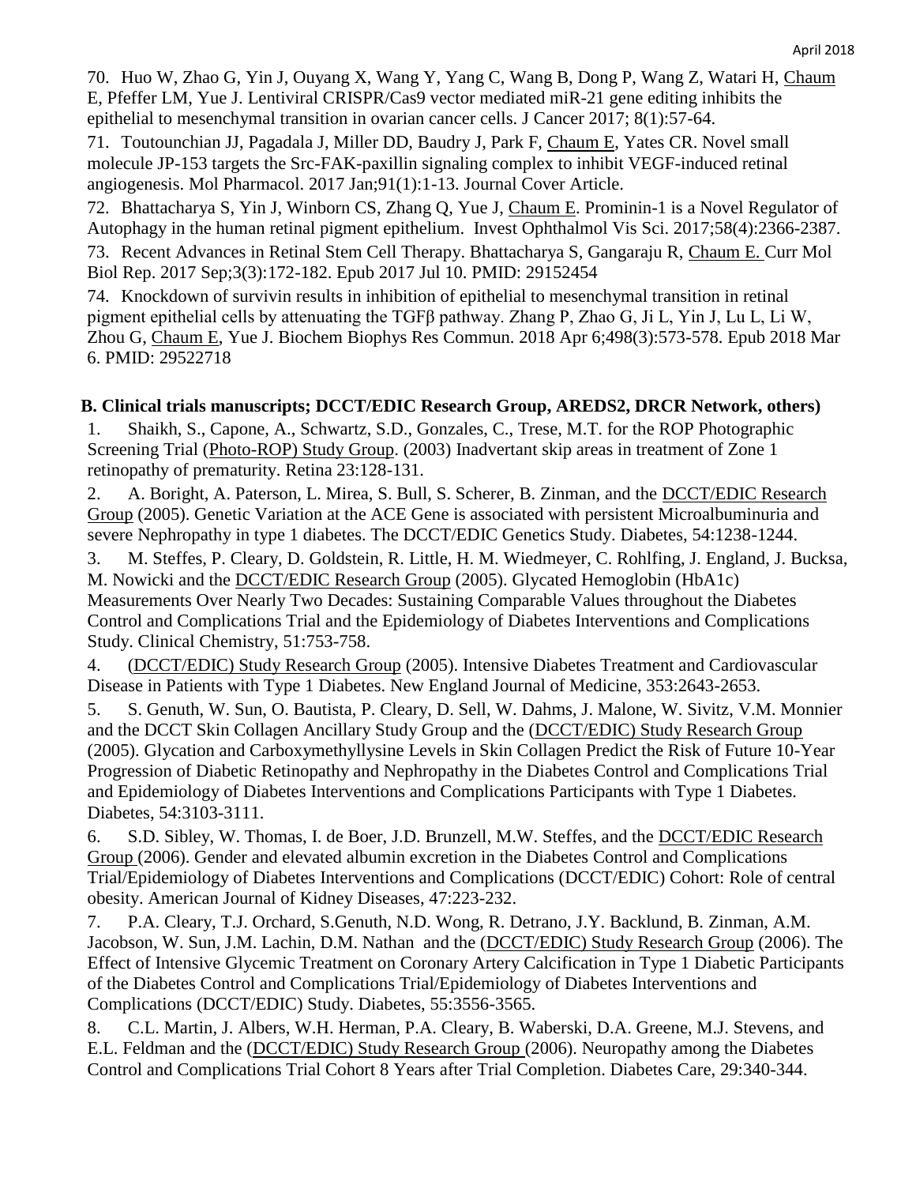70. Huo W, Zhao G, Yin J, Ouyang X, Wang Y, Yang C, Wang B, Dong P, Wang Z, Watari H, Chaum E, Pfeffer LM, Yue J. Lentiviral CRISPR/Cas9 vector mediated miR-21 gene editing inhibits the epithelial to mesenchymal transition in ovarian cancer cells. J Cancer 2017; 8(1):57-64.

71. Toutounchian JJ, Pagadala J, Miller DD, Baudry J, Park F, Chaum E, Yates CR. Novel small molecule JP-153 targets the Src-FAK-paxillin signaling complex to inhibit VEGF-induced retinal angiogenesis. Mol Pharmacol. 2017 Jan;91(1):1-13. Journal Cover Article.

72. Bhattacharya S, Yin J, Winborn CS, Zhang Q, Yue J, Chaum E. Prominin-1 is a Novel Regulator of Autophagy in the human retinal pigment epithelium. Invest Ophthalmol Vis Sci. 2017;58(4):2366-2387.

73. Recent Advances in Retinal Stem Cell Therapy. Bhattacharya S, Gangaraju R, Chaum E. Curr Mol Biol Rep. 2017 Sep;3(3):172-182. Epub 2017 Jul 10. PMID: 29152454

74. Knockdown of survivin results in inhibition of epithelial to mesenchymal transition in retinal pigment epithelial cells by attenuating the TGFβ pathway. Zhang P, Zhao G, Ji L, Yin J, Lu L, Li W, Zhou G, Chaum E, Yue J. Biochem Biophys Res Commun. 2018 Apr 6;498(3):573-578. Epub 2018 Mar 6. PMID: 29522718

**B. Clinical trials manuscripts; DCCT/EDIC Research Group, AREDS2, DRCR Network, others)**

1. Shaikh, S., Capone, A., Schwartz, S.D., Gonzales, C., Trese, M.T. for the ROP Photographic Screening Trial (Photo-ROP) Study Group. (2003) Inadvertant skip areas in treatment of Zone 1 retinopathy of prematurity. Retina 23:128-131.

2. A. Boright, A. Paterson, L. Mirea, S. Bull, S. Scherer, B. Zinman, and the DCCT/EDIC Research Group (2005). Genetic Variation at the ACE Gene is associated with persistent Microalbuminuria and severe Nephropathy in type 1 diabetes. The DCCT/EDIC Genetics Study. Diabetes, 54:1238-1244.

3. M. Steffes, P. Cleary, D. Goldstein, R. Little, H. M. Wiedmeyer, C. Rohlfing, J. England, J. Bucksa, M. Nowicki and the DCCT/EDIC Research Group (2005). Glycated Hemoglobin (HbA1c) Measurements Over Nearly Two Decades: Sustaining Comparable Values throughout the Diabetes Control and Complications Trial and the Epidemiology of Diabetes Interventions and Complications Study. Clinical Chemistry, 51:753-758.

4. (DCCT/EDIC) Study Research Group (2005). Intensive Diabetes Treatment and Cardiovascular Disease in Patients with Type 1 Diabetes. New England Journal of Medicine, 353:2643-2653.

5. S. Genuth, W. Sun, O. Bautista, P. Cleary, D. Sell, W. Dahms, J. Malone, W. Sivitz, V.M. Monnier and the DCCT Skin Collagen Ancillary Study Group and the (DCCT/EDIC) Study Research Group (2005). Glycation and Carboxymethyllysine Levels in Skin Collagen Predict the Risk of Future 10-Year Progression of Diabetic Retinopathy and Nephropathy in the Diabetes Control and Complications Trial and Epidemiology of Diabetes Interventions and Complications Participants with Type 1 Diabetes. Diabetes, 54:3103-3111.

6. S.D. Sibley, W. Thomas, I. de Boer, J.D. Brunzell, M.W. Steffes, and the DCCT/EDIC Research Group (2006). Gender and elevated albumin excretion in the Diabetes Control and Complications Trial/Epidemiology of Diabetes Interventions and Complications (DCCT/EDIC) Cohort: Role of central obesity. American Journal of Kidney Diseases, 47:223-232.

7. P.A. Cleary, T.J. Orchard, S.Genuth, N.D. Wong, R. Detrano, J.Y. Backlund, B. Zinman, A.M. Jacobson, W. Sun, J.M. Lachin, D.M. Nathan and the (DCCT/EDIC) Study Research Group (2006). The Effect of Intensive Glycemic Treatment on Coronary Artery Calcification in Type 1 Diabetic Participants of the Diabetes Control and Complications Trial/Epidemiology of Diabetes Interventions and Complications (DCCT/EDIC) Study. Diabetes, 55:3556-3565.

8. C.L. Martin, J. Albers, W.H. Herman, P.A. Cleary, B. Waberski, D.A. Greene, M.J. Stevens, and E.L. Feldman and the (DCCT/EDIC) Study Research Group (2006). Neuropathy among the Diabetes Control and Complications Trial Cohort 8 Years after Trial Completion. Diabetes Care, 29:340-344.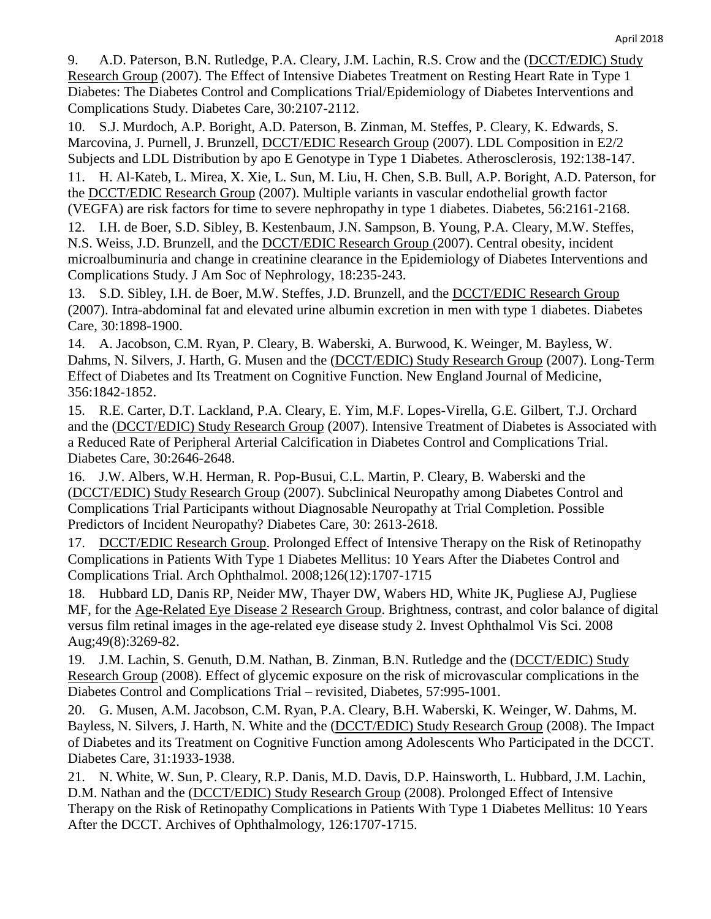9. A.D. Paterson, B.N. Rutledge, P.A. Cleary, J.M. Lachin, R.S. Crow and the (DCCT/EDIC) Study Research Group (2007). The Effect of Intensive Diabetes Treatment on Resting Heart Rate in Type 1 Diabetes: The Diabetes Control and Complications Trial/Epidemiology of Diabetes Interventions and Complications Study. Diabetes Care, 30:2107-2112.

10. S.J. Murdoch, A.P. Boright, A.D. Paterson, B. Zinman, M. Steffes, P. Cleary, K. Edwards, S. Marcovina, J. Purnell, J. Brunzell, DCCT/EDIC Research Group (2007). LDL Composition in E2/2 Subjects and LDL Distribution by apo E Genotype in Type 1 Diabetes. Atherosclerosis, 192:138-147.

11. H. Al-Kateb, L. Mirea, X. Xie, L. Sun, M. Liu, H. Chen, S.B. Bull, A.P. Boright, A.D. Paterson, for the DCCT/EDIC Research Group (2007). Multiple variants in vascular endothelial growth factor (VEGFA) are risk factors for time to severe nephropathy in type 1 diabetes. Diabetes, 56:2161-2168.

12. I.H. de Boer, S.D. Sibley, B. Kestenbaum, J.N. Sampson, B. Young, P.A. Cleary, M.W. Steffes, N.S. Weiss, J.D. Brunzell, and the DCCT/EDIC Research Group (2007). Central obesity, incident microalbuminuria and change in creatinine clearance in the Epidemiology of Diabetes Interventions and Complications Study. J Am Soc of Nephrology, 18:235-243.

13. S.D. Sibley, I.H. de Boer, M.W. Steffes, J.D. Brunzell, and the DCCT/EDIC Research Group (2007). Intra-abdominal fat and elevated urine albumin excretion in men with type 1 diabetes. Diabetes Care, 30:1898-1900.

14. A. Jacobson, C.M. Ryan, P. Cleary, B. Waberski, A. Burwood, K. Weinger, M. Bayless, W. Dahms, N. Silvers, J. Harth, G. Musen and the (DCCT/EDIC) Study Research Group (2007). Long-Term Effect of Diabetes and Its Treatment on Cognitive Function. New England Journal of Medicine, 356:1842-1852.

15. R.E. Carter, D.T. Lackland, P.A. Cleary, E. Yim, M.F. Lopes-Virella, G.E. Gilbert, T.J. Orchard and the (DCCT/EDIC) Study Research Group (2007). Intensive Treatment of Diabetes is Associated with a Reduced Rate of Peripheral Arterial Calcification in Diabetes Control and Complications Trial. Diabetes Care, 30:2646-2648.

16. J.W. Albers, W.H. Herman, R. Pop-Busui, C.L. Martin, P. Cleary, B. Waberski and the (DCCT/EDIC) Study Research Group (2007). Subclinical Neuropathy among Diabetes Control and Complications Trial Participants without Diagnosable Neuropathy at Trial Completion. Possible Predictors of Incident Neuropathy? Diabetes Care, 30: 2613-2618.

17. DCCT/EDIC Research Group. Prolonged Effect of Intensive Therapy on the Risk of Retinopathy Complications in Patients With Type 1 Diabetes Mellitus: 10 Years After the Diabetes Control and Complications Trial. Arch Ophthalmol. 2008;126(12):1707-1715

18. Hubbard LD, Danis RP, Neider MW, Thayer DW, Wabers HD, White JK, Pugliese AJ, Pugliese MF, for the Age-Related Eye Disease 2 Research Group. Brightness, contrast, and color balance of digital versus film retinal images in the age-related eye disease study 2. Invest Ophthalmol Vis Sci. 2008 Aug;49(8):3269-82.

19. J.M. Lachin, S. Genuth, D.M. Nathan, B. Zinman, B.N. Rutledge and the (DCCT/EDIC) Study Research Group (2008). Effect of glycemic exposure on the risk of microvascular complications in the Diabetes Control and Complications Trial – revisited, Diabetes, 57:995-1001.

20. G. Musen, A.M. Jacobson, C.M. Ryan, P.A. Cleary, B.H. Waberski, K. Weinger, W. Dahms, M. Bayless, N. Silvers, J. Harth, N. White and the (DCCT/EDIC) Study Research Group (2008). The Impact of Diabetes and its Treatment on Cognitive Function among Adolescents Who Participated in the DCCT. Diabetes Care, 31:1933-1938.

21. N. White, W. Sun, P. Cleary, R.P. Danis, M.D. Davis, D.P. Hainsworth, L. Hubbard, J.M. Lachin, D.M. Nathan and the (DCCT/EDIC) Study Research Group (2008). Prolonged Effect of Intensive Therapy on the Risk of Retinopathy Complications in Patients With Type 1 Diabetes Mellitus: 10 Years After the DCCT. Archives of Ophthalmology, 126:1707-1715.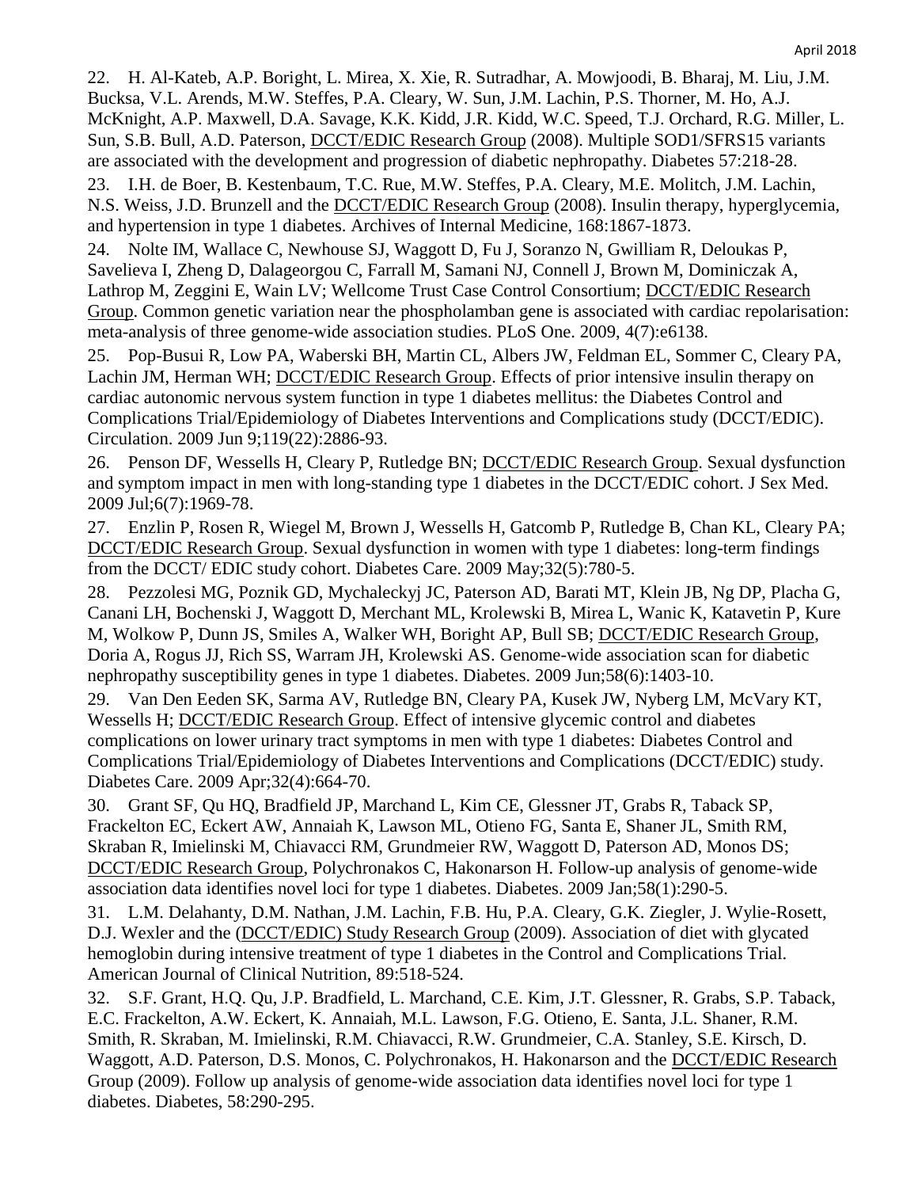22. H. Al-Kateb, A.P. Boright, L. Mirea, X. Xie, R. Sutradhar, A. Mowjoodi, B. Bharaj, M. Liu, J.M. Bucksa, V.L. Arends, M.W. Steffes, P.A. Cleary, W. Sun, J.M. Lachin, P.S. Thorner, M. Ho, A.J. McKnight, A.P. Maxwell, D.A. Savage, K.K. Kidd, J.R. Kidd, W.C. Speed, T.J. Orchard, R.G. Miller, L. Sun, S.B. Bull, A.D. Paterson, DCCT/EDIC Research Group (2008). Multiple SOD1/SFRS15 variants are associated with the development and progression of diabetic nephropathy. Diabetes 57:218-28.

23. I.H. de Boer, B. Kestenbaum, T.C. Rue, M.W. Steffes, P.A. Cleary, M.E. Molitch, J.M. Lachin, N.S. Weiss, J.D. Brunzell and the DCCT/EDIC Research Group (2008). Insulin therapy, hyperglycemia, and hypertension in type 1 diabetes. Archives of Internal Medicine, 168:1867-1873.

24. Nolte IM, Wallace C, Newhouse SJ, Waggott D, Fu J, Soranzo N, Gwilliam R, Deloukas P, Savelieva I, Zheng D, Dalageorgou C, Farrall M, Samani NJ, Connell J, Brown M, Dominiczak A, Lathrop M, Zeggini E, Wain LV; Wellcome Trust Case Control Consortium; DCCT/EDIC Research Group. Common genetic variation near the phospholamban gene is associated with cardiac repolarisation: meta-analysis of three genome-wide association studies. PLoS One. 2009, 4(7):e6138.

25. Pop-Busui R, Low PA, Waberski BH, Martin CL, Albers JW, Feldman EL, Sommer C, Cleary PA, Lachin JM, Herman WH; DCCT/EDIC Research Group. Effects of prior intensive insulin therapy on cardiac autonomic nervous system function in type 1 diabetes mellitus: the Diabetes Control and Complications Trial/Epidemiology of Diabetes Interventions and Complications study (DCCT/EDIC). Circulation. 2009 Jun 9;119(22):2886-93.

26. Penson DF, Wessells H, Cleary P, Rutledge BN; DCCT/EDIC Research Group. Sexual dysfunction and symptom impact in men with long-standing type 1 diabetes in the DCCT/EDIC cohort. J Sex Med. 2009 Jul;6(7):1969-78.

27. Enzlin P, Rosen R, Wiegel M, Brown J, Wessells H, Gatcomb P, Rutledge B, Chan KL, Cleary PA; DCCT/EDIC Research Group. Sexual dysfunction in women with type 1 diabetes: long-term findings from the DCCT/ EDIC study cohort. Diabetes Care. 2009 May;32(5):780-5.

28. Pezzolesi MG, Poznik GD, Mychaleckyj JC, Paterson AD, Barati MT, Klein JB, Ng DP, Placha G, Canani LH, Bochenski J, Waggott D, Merchant ML, Krolewski B, Mirea L, Wanic K, Katavetin P, Kure M, Wolkow P, Dunn JS, Smiles A, Walker WH, Boright AP, Bull SB; DCCT/EDIC Research Group, Doria A, Rogus JJ, Rich SS, Warram JH, Krolewski AS. Genome-wide association scan for diabetic nephropathy susceptibility genes in type 1 diabetes. Diabetes. 2009 Jun;58(6):1403-10.

29. Van Den Eeden SK, Sarma AV, Rutledge BN, Cleary PA, Kusek JW, Nyberg LM, McVary KT, Wessells H; DCCT/EDIC Research Group. Effect of intensive glycemic control and diabetes complications on lower urinary tract symptoms in men with type 1 diabetes: Diabetes Control and Complications Trial/Epidemiology of Diabetes Interventions and Complications (DCCT/EDIC) study. Diabetes Care. 2009 Apr;32(4):664-70.

30. Grant SF, Qu HQ, Bradfield JP, Marchand L, Kim CE, Glessner JT, Grabs R, Taback SP, Frackelton EC, Eckert AW, Annaiah K, Lawson ML, Otieno FG, Santa E, Shaner JL, Smith RM, Skraban R, Imielinski M, Chiavacci RM, Grundmeier RW, Waggott D, Paterson AD, Monos DS; DCCT/EDIC Research Group, Polychronakos C, Hakonarson H. Follow-up analysis of genome-wide association data identifies novel loci for type 1 diabetes. Diabetes. 2009 Jan;58(1):290-5.

31. L.M. Delahanty, D.M. Nathan, J.M. Lachin, F.B. Hu, P.A. Cleary, G.K. Ziegler, J. Wylie-Rosett, D.J. Wexler and the (DCCT/EDIC) Study Research Group (2009). Association of diet with glycated hemoglobin during intensive treatment of type 1 diabetes in the Control and Complications Trial. American Journal of Clinical Nutrition, 89:518-524.

32. S.F. Grant, H.Q. Qu, J.P. Bradfield, L. Marchand, C.E. Kim, J.T. Glessner, R. Grabs, S.P. Taback, E.C. Frackelton, A.W. Eckert, K. Annaiah, M.L. Lawson, F.G. Otieno, E. Santa, J.L. Shaner, R.M. Smith, R. Skraban, M. Imielinski, R.M. Chiavacci, R.W. Grundmeier, C.A. Stanley, S.E. Kirsch, D. Waggott, A.D. Paterson, D.S. Monos, C. Polychronakos, H. Hakonarson and the DCCT/EDIC Research Group (2009). Follow up analysis of genome-wide association data identifies novel loci for type 1 diabetes. Diabetes, 58:290-295.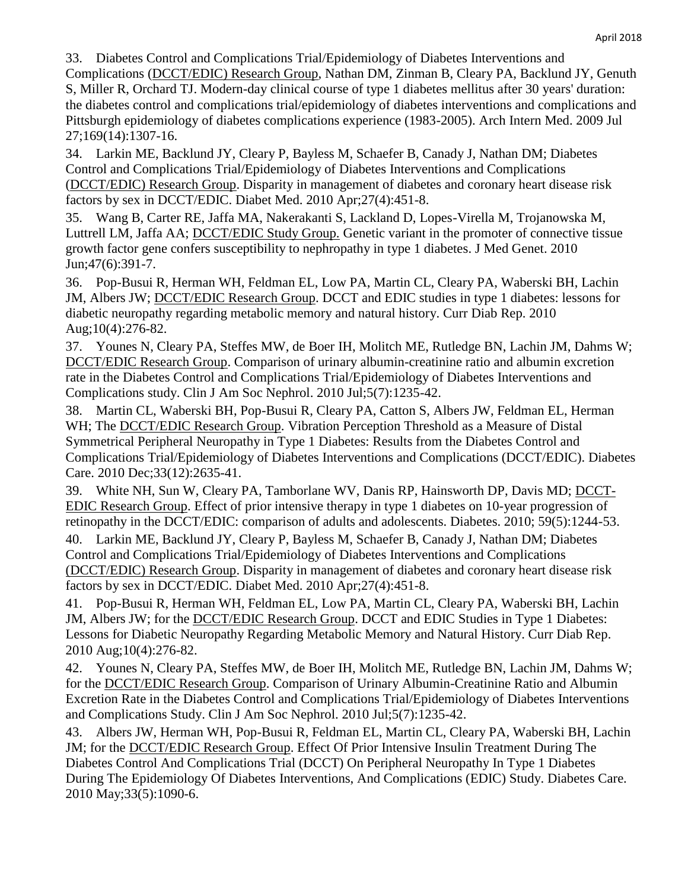33. Diabetes Control and Complications Trial/Epidemiology of Diabetes Interventions and Complications (DCCT/EDIC) Research Group, Nathan DM, Zinman B, Cleary PA, Backlund JY, Genuth S, Miller R, Orchard TJ. Modern-day clinical course of type 1 diabetes mellitus after 30 years' duration: the diabetes control and complications trial/epidemiology of diabetes interventions and complications and Pittsburgh epidemiology of diabetes complications experience (1983-2005). Arch Intern Med. 2009 Jul 27;169(14):1307-16.

34. Larkin ME, Backlund JY, Cleary P, Bayless M, Schaefer B, Canady J, Nathan DM; Diabetes Control and Complications Trial/Epidemiology of Diabetes Interventions and Complications (DCCT/EDIC) Research Group. Disparity in management of diabetes and coronary heart disease risk factors by sex in DCCT/EDIC. Diabet Med. 2010 Apr;27(4):451-8.

35. Wang B, Carter RE, Jaffa MA, Nakerakanti S, Lackland D, Lopes-Virella M, Trojanowska M, Luttrell LM, Jaffa AA; DCCT/EDIC Study Group. Genetic variant in the promoter of connective tissue growth factor gene confers susceptibility to nephropathy in type 1 diabetes. J Med Genet. 2010 Jun;47(6):391-7.

36. Pop-Busui R, Herman WH, Feldman EL, Low PA, Martin CL, Cleary PA, Waberski BH, Lachin JM, Albers JW; DCCT/EDIC Research Group. DCCT and EDIC studies in type 1 diabetes: lessons for diabetic neuropathy regarding metabolic memory and natural history. Curr Diab Rep. 2010 Aug;10(4):276-82.

37. Younes N, Cleary PA, Steffes MW, de Boer IH, Molitch ME, Rutledge BN, Lachin JM, Dahms W; DCCT/EDIC Research Group. Comparison of urinary albumin-creatinine ratio and albumin excretion rate in the Diabetes Control and Complications Trial/Epidemiology of Diabetes Interventions and Complications study. Clin J Am Soc Nephrol. 2010 Jul;5(7):1235-42.

38. Martin CL, Waberski BH, Pop-Busui R, Cleary PA, Catton S, Albers JW, Feldman EL, Herman WH; The DCCT/EDIC Research Group. Vibration Perception Threshold as a Measure of Distal Symmetrical Peripheral Neuropathy in Type 1 Diabetes: Results from the Diabetes Control and Complications Trial/Epidemiology of Diabetes Interventions and Complications (DCCT/EDIC). Diabetes Care. 2010 Dec;33(12):2635-41.

39. White NH, Sun W, Cleary PA, Tamborlane WV, Danis RP, Hainsworth DP, Davis MD; DCCT-EDIC Research Group. Effect of prior intensive therapy in type 1 diabetes on 10-year progression of retinopathy in the DCCT/EDIC: comparison of adults and adolescents. Diabetes. 2010; 59(5):1244-53.

40. Larkin ME, Backlund JY, Cleary P, Bayless M, Schaefer B, Canady J, Nathan DM; Diabetes Control and Complications Trial/Epidemiology of Diabetes Interventions and Complications (DCCT/EDIC) Research Group. Disparity in management of diabetes and coronary heart disease risk factors by sex in DCCT/EDIC. Diabet Med. 2010 Apr;27(4):451-8.

41. Pop-Busui R, Herman WH, Feldman EL, Low PA, Martin CL, Cleary PA, Waberski BH, Lachin JM, Albers JW; for the DCCT/EDIC Research Group. DCCT and EDIC Studies in Type 1 Diabetes: Lessons for Diabetic Neuropathy Regarding Metabolic Memory and Natural History. Curr Diab Rep. 2010 Aug;10(4):276-82.

42. Younes N, Cleary PA, Steffes MW, de Boer IH, Molitch ME, Rutledge BN, Lachin JM, Dahms W; for the DCCT/EDIC Research Group. Comparison of Urinary Albumin-Creatinine Ratio and Albumin Excretion Rate in the Diabetes Control and Complications Trial/Epidemiology of Diabetes Interventions and Complications Study. Clin J Am Soc Nephrol. 2010 Jul;5(7):1235-42.

43. Albers JW, Herman WH, Pop-Busui R, Feldman EL, Martin CL, Cleary PA, Waberski BH, Lachin JM; for the DCCT/EDIC Research Group. Effect Of Prior Intensive Insulin Treatment During The Diabetes Control And Complications Trial (DCCT) On Peripheral Neuropathy In Type 1 Diabetes During The Epidemiology Of Diabetes Interventions, And Complications (EDIC) Study. Diabetes Care. 2010 May;33(5):1090-6.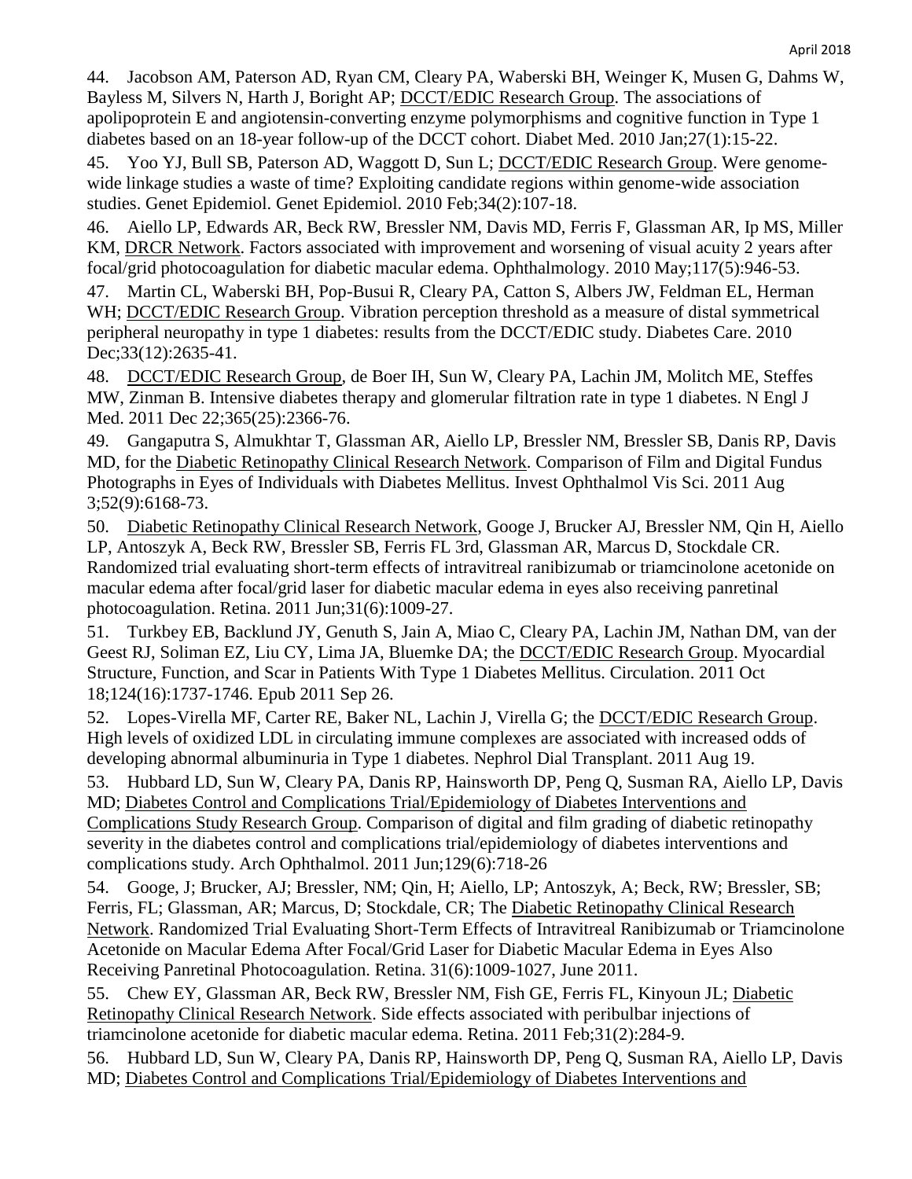44. Jacobson AM, Paterson AD, Ryan CM, Cleary PA, Waberski BH, Weinger K, Musen G, Dahms W, Bayless M, Silvers N, Harth J, Boright AP; DCCT/EDIC Research Group. The associations of apolipoprotein E and angiotensin-converting enzyme polymorphisms and cognitive function in Type 1 diabetes based on an 18-year follow-up of the DCCT cohort. Diabet Med. 2010 Jan;27(1):15-22.

45. Yoo YJ, Bull SB, Paterson AD, Waggott D, Sun L; DCCT/EDIC Research Group. Were genome-wide linkage studies a waste of time? Exploiting candidate regions within genome-wide association studies. Genet Epidemiol. Genet Epidemiol. 2010 Feb;34(2):107-18.

46. Aiello LP, Edwards AR, Beck RW, Bressler NM, Davis MD, Ferris F, Glassman AR, Ip MS, Miller KM, DRCR Network. Factors associated with improvement and worsening of visual acuity 2 years after focal/grid photocoagulation for diabetic macular edema. Ophthalmology. 2010 May;117(5):946-53.

47. Martin CL, Waberski BH, Pop-Busui R, Cleary PA, Catton S, Albers JW, Feldman EL, Herman WH; DCCT/EDIC Research Group. Vibration perception threshold as a measure of distal symmetrical peripheral neuropathy in type 1 diabetes: results from the DCCT/EDIC study. Diabetes Care. 2010 Dec;33(12):2635-41.

48. DCCT/EDIC Research Group, de Boer IH, Sun W, Cleary PA, Lachin JM, Molitch ME, Steffes MW, Zinman B. Intensive diabetes therapy and glomerular filtration rate in type 1 diabetes. N Engl J Med. 2011 Dec 22;365(25):2366-76.

49. Gangaputra S, Almukhtar T, Glassman AR, Aiello LP, Bressler NM, Bressler SB, Danis RP, Davis MD, for the Diabetic Retinopathy Clinical Research Network. Comparison of Film and Digital Fundus Photographs in Eyes of Individuals with Diabetes Mellitus. Invest Ophthalmol Vis Sci. 2011 Aug 3;52(9):6168-73.

50. Diabetic Retinopathy Clinical Research Network, Googe J, Brucker AJ, Bressler NM, Qin H, Aiello LP, Antoszyk A, Beck RW, Bressler SB, Ferris FL 3rd, Glassman AR, Marcus D, Stockdale CR. Randomized trial evaluating short-term effects of intravitreal ranibizumab or triamcinolone acetonide on macular edema after focal/grid laser for diabetic macular edema in eyes also receiving panretinal photocoagulation. Retina. 2011 Jun;31(6):1009-27.

51. Turkbey EB, Backlund JY, Genuth S, Jain A, Miao C, Cleary PA, Lachin JM, Nathan DM, van der Geest RJ, Soliman EZ, Liu CY, Lima JA, Bluemke DA; the DCCT/EDIC Research Group. Myocardial Structure, Function, and Scar in Patients With Type 1 Diabetes Mellitus. Circulation. 2011 Oct 18;124(16):1737-1746. Epub 2011 Sep 26.

52. Lopes-Virella MF, Carter RE, Baker NL, Lachin J, Virella G; the DCCT/EDIC Research Group. High levels of oxidized LDL in circulating immune complexes are associated with increased odds of developing abnormal albuminuria in Type 1 diabetes. Nephrol Dial Transplant. 2011 Aug 19.

53. Hubbard LD, Sun W, Cleary PA, Danis RP, Hainsworth DP, Peng Q, Susman RA, Aiello LP, Davis MD; Diabetes Control and Complications Trial/Epidemiology of Diabetes Interventions and Complications Study Research Group. Comparison of digital and film grading of diabetic retinopathy severity in the diabetes control and complications trial/epidemiology of diabetes interventions and complications study. Arch Ophthalmol. 2011 Jun;129(6):718-26

54. Googe, J; Brucker, AJ; Bressler, NM; Qin, H; Aiello, LP; Antoszyk, A; Beck, RW; Bressler, SB; Ferris, FL; Glassman, AR; Marcus, D; Stockdale, CR; The Diabetic Retinopathy Clinical Research Network. Randomized Trial Evaluating Short-Term Effects of Intravitreal Ranibizumab or Triamcinolone Acetonide on Macular Edema After Focal/Grid Laser for Diabetic Macular Edema in Eyes Also Receiving Panretinal Photocoagulation. Retina. 31(6):1009-1027, June 2011.

55. Chew EY, Glassman AR, Beck RW, Bressler NM, Fish GE, Ferris FL, Kinyoun JL; Diabetic Retinopathy Clinical Research Network. Side effects associated with peribulbar injections of triamcinolone acetonide for diabetic macular edema. Retina. 2011 Feb;31(2):284-9.

56. Hubbard LD, Sun W, Cleary PA, Danis RP, Hainsworth DP, Peng Q, Susman RA, Aiello LP, Davis MD; Diabetes Control and Complications Trial/Epidemiology of Diabetes Interventions and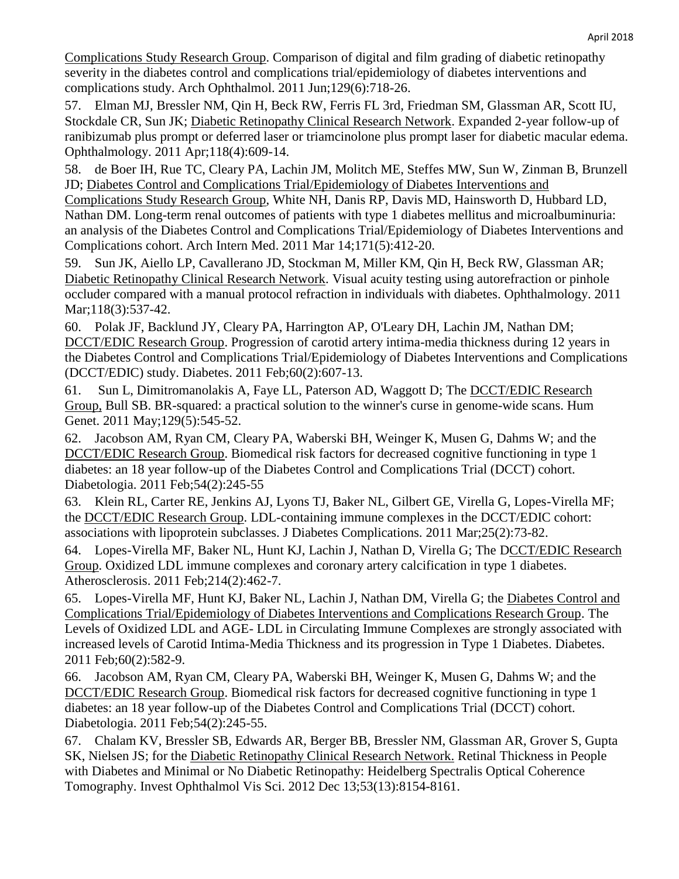Complications Study Research Group. Comparison of digital and film grading of diabetic retinopathy severity in the diabetes control and complications trial/epidemiology of diabetes interventions and complications study. Arch Ophthalmol. 2011 Jun;129(6):718-26.

57. Elman MJ, Bressler NM, Qin H, Beck RW, Ferris FL 3rd, Friedman SM, Glassman AR, Scott IU, Stockdale CR, Sun JK; Diabetic Retinopathy Clinical Research Network. Expanded 2-year follow-up of ranibizumab plus prompt or deferred laser or triamcinolone plus prompt laser for diabetic macular edema. Ophthalmology. 2011 Apr;118(4):609-14.

58. de Boer IH, Rue TC, Cleary PA, Lachin JM, Molitch ME, Steffes MW, Sun W, Zinman B, Brunzell JD; Diabetes Control and Complications Trial/Epidemiology of Diabetes Interventions and Complications Study Research Group, White NH, Danis RP, Davis MD, Hainsworth D, Hubbard LD, Nathan DM. Long-term renal outcomes of patients with type 1 diabetes mellitus and microalbuminuria: an analysis of the Diabetes Control and Complications Trial/Epidemiology of Diabetes Interventions and Complications cohort. Arch Intern Med. 2011 Mar 14;171(5):412-20.

59. Sun JK, Aiello LP, Cavallerano JD, Stockman M, Miller KM, Qin H, Beck RW, Glassman AR; Diabetic Retinopathy Clinical Research Network. Visual acuity testing using autorefraction or pinhole occluder compared with a manual protocol refraction in individuals with diabetes. Ophthalmology. 2011 Mar;118(3):537-42.

60. Polak JF, Backlund JY, Cleary PA, Harrington AP, O'Leary DH, Lachin JM, Nathan DM; DCCT/EDIC Research Group. Progression of carotid artery intima-media thickness during 12 years in the Diabetes Control and Complications Trial/Epidemiology of Diabetes Interventions and Complications (DCCT/EDIC) study. Diabetes. 2011 Feb;60(2):607-13.

61. Sun L, Dimitromanolakis A, Faye LL, Paterson AD, Waggott D; The DCCT/EDIC Research Group, Bull SB. BR-squared: a practical solution to the winner's curse in genome-wide scans. Hum Genet. 2011 May;129(5):545-52.

62. Jacobson AM, Ryan CM, Cleary PA, Waberski BH, Weinger K, Musen G, Dahms W; and the DCCT/EDIC Research Group. Biomedical risk factors for decreased cognitive functioning in type 1 diabetes: an 18 year follow-up of the Diabetes Control and Complications Trial (DCCT) cohort. Diabetologia. 2011 Feb;54(2):245-55

63. Klein RL, Carter RE, Jenkins AJ, Lyons TJ, Baker NL, Gilbert GE, Virella G, Lopes-Virella MF; the DCCT/EDIC Research Group. LDL-containing immune complexes in the DCCT/EDIC cohort: associations with lipoprotein subclasses. J Diabetes Complications. 2011 Mar;25(2):73-82.

64. Lopes-Virella MF, Baker NL, Hunt KJ, Lachin J, Nathan D, Virella G; The DCCT/EDIC Research Group. Oxidized LDL immune complexes and coronary artery calcification in type 1 diabetes. Atherosclerosis. 2011 Feb;214(2):462-7.

65. Lopes-Virella MF, Hunt KJ, Baker NL, Lachin J, Nathan DM, Virella G; the Diabetes Control and Complications Trial/Epidemiology of Diabetes Interventions and Complications Research Group. The Levels of Oxidized LDL and AGE- LDL in Circulating Immune Complexes are strongly associated with increased levels of Carotid Intima-Media Thickness and its progression in Type 1 Diabetes. Diabetes. 2011 Feb;60(2):582-9.

66. Jacobson AM, Ryan CM, Cleary PA, Waberski BH, Weinger K, Musen G, Dahms W; and the DCCT/EDIC Research Group. Biomedical risk factors for decreased cognitive functioning in type 1 diabetes: an 18 year follow-up of the Diabetes Control and Complications Trial (DCCT) cohort. Diabetologia. 2011 Feb;54(2):245-55.

67. Chalam KV, Bressler SB, Edwards AR, Berger BB, Bressler NM, Glassman AR, Grover S, Gupta SK, Nielsen JS; for the Diabetic Retinopathy Clinical Research Network. Retinal Thickness in People with Diabetes and Minimal or No Diabetic Retinopathy: Heidelberg Spectralis Optical Coherence Tomography. Invest Ophthalmol Vis Sci. 2012 Dec 13;53(13):8154-8161.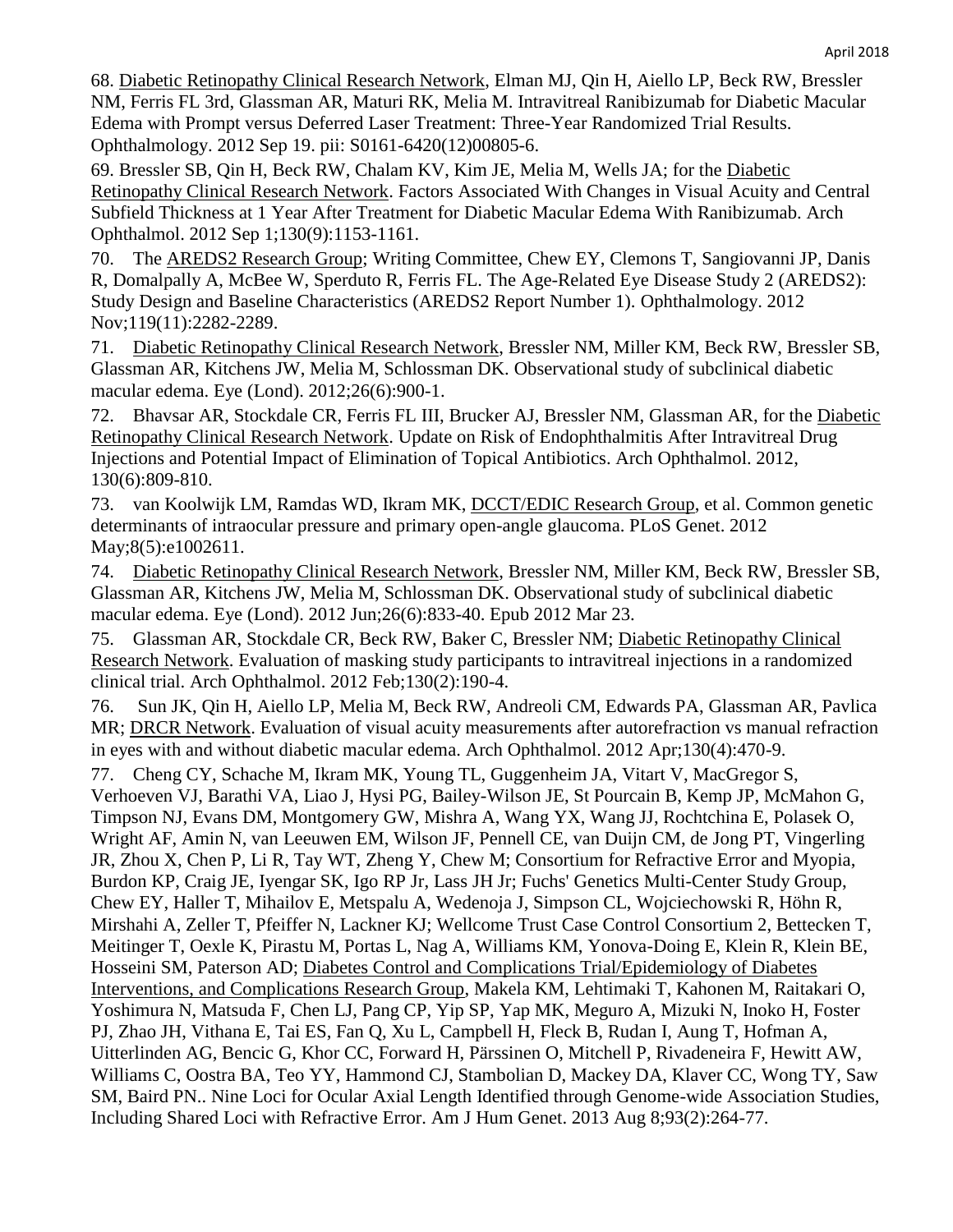68. Diabetic Retinopathy Clinical Research Network, Elman MJ, Qin H, Aiello LP, Beck RW, Bressler NM, Ferris FL 3rd, Glassman AR, Maturi RK, Melia M. Intravitreal Ranibizumab for Diabetic Macular Edema with Prompt versus Deferred Laser Treatment: Three-Year Randomized Trial Results. Ophthalmology. 2012 Sep 19. pii: S0161-6420(12)00805-6.

69. Bressler SB, Qin H, Beck RW, Chalam KV, Kim JE, Melia M, Wells JA; for the Diabetic Retinopathy Clinical Research Network. Factors Associated With Changes in Visual Acuity and Central Subfield Thickness at 1 Year After Treatment for Diabetic Macular Edema With Ranibizumab. Arch Ophthalmol. 2012 Sep 1;130(9):1153-1161.

70. The AREDS2 Research Group; Writing Committee, Chew EY, Clemons T, Sangiovanni JP, Danis R, Domalpally A, McBee W, Sperduto R, Ferris FL. The Age-Related Eye Disease Study 2 (AREDS2): Study Design and Baseline Characteristics (AREDS2 Report Number 1). Ophthalmology. 2012 Nov;119(11):2282-2289.

71. Diabetic Retinopathy Clinical Research Network, Bressler NM, Miller KM, Beck RW, Bressler SB, Glassman AR, Kitchens JW, Melia M, Schlossman DK. Observational study of subclinical diabetic macular edema. Eye (Lond). 2012;26(6):900-1.

72. Bhavsar AR, Stockdale CR, Ferris FL III, Brucker AJ, Bressler NM, Glassman AR, for the Diabetic Retinopathy Clinical Research Network. Update on Risk of Endophthalmitis After Intravitreal Drug Injections and Potential Impact of Elimination of Topical Antibiotics. Arch Ophthalmol. 2012, 130(6):809-810.

73. van Koolwijk LM, Ramdas WD, Ikram MK, DCCT/EDIC Research Group, et al. Common genetic determinants of intraocular pressure and primary open-angle glaucoma. PLoS Genet. 2012 May;8(5):e1002611.

74. Diabetic Retinopathy Clinical Research Network, Bressler NM, Miller KM, Beck RW, Bressler SB, Glassman AR, Kitchens JW, Melia M, Schlossman DK. Observational study of subclinical diabetic macular edema. Eye (Lond). 2012 Jun;26(6):833-40. Epub 2012 Mar 23.

75. Glassman AR, Stockdale CR, Beck RW, Baker C, Bressler NM; Diabetic Retinopathy Clinical Research Network. Evaluation of masking study participants to intravitreal injections in a randomized clinical trial. Arch Ophthalmol. 2012 Feb;130(2):190-4.

76. Sun JK, Qin H, Aiello LP, Melia M, Beck RW, Andreoli CM, Edwards PA, Glassman AR, Pavlica MR; DRCR Network. Evaluation of visual acuity measurements after autorefraction vs manual refraction in eyes with and without diabetic macular edema. Arch Ophthalmol. 2012 Apr;130(4):470-9.

77. Cheng CY, Schache M, Ikram MK, Young TL, Guggenheim JA, Vitart V, MacGregor S, Verhoeven VJ, Barathi VA, Liao J, Hysi PG, Bailey-Wilson JE, St Pourcain B, Kemp JP, McMahon G, Timpson NJ, Evans DM, Montgomery GW, Mishra A, Wang YX, Wang JJ, Rochtchina E, Polasek O, Wright AF, Amin N, van Leeuwen EM, Wilson JF, Pennell CE, van Duijn CM, de Jong PT, Vingerling JR, Zhou X, Chen P, Li R, Tay WT, Zheng Y, Chew M; Consortium for Refractive Error and Myopia, Burdon KP, Craig JE, Iyengar SK, Igo RP Jr, Lass JH Jr; Fuchs' Genetics Multi-Center Study Group, Chew EY, Haller T, Mihailov E, Metspalu A, Wedenoja J, Simpson CL, Wojciechowski R, Höhn R, Mirshahi A, Zeller T, Pfeiffer N, Lackner KJ; Wellcome Trust Case Control Consortium 2, Bettecken T, Meitinger T, Oexle K, Pirastu M, Portas L, Nag A, Williams KM, Yonova-Doing E, Klein R, Klein BE, Hosseini SM, Paterson AD; Diabetes Control and Complications Trial/Epidemiology of Diabetes Interventions, and Complications Research Group, Makela KM, Lehtimaki T, Kahonen M, Raitakari O, Yoshimura N, Matsuda F, Chen LJ, Pang CP, Yip SP, Yap MK, Meguro A, Mizuki N, Inoko H, Foster PJ, Zhao JH, Vithana E, Tai ES, Fan Q, Xu L, Campbell H, Fleck B, Rudan I, Aung T, Hofman A, Uitterlinden AG, Bencic G, Khor CC, Forward H, Pärssinen O, Mitchell P, Rivadeneira F, Hewitt AW, Williams C, Oostra BA, Teo YY, Hammond CJ, Stambolian D, Mackey DA, Klaver CC, Wong TY, Saw SM, Baird PN.. Nine Loci for Ocular Axial Length Identified through Genome-wide Association Studies, Including Shared Loci with Refractive Error. Am J Hum Genet. 2013 Aug 8;93(2):264-77.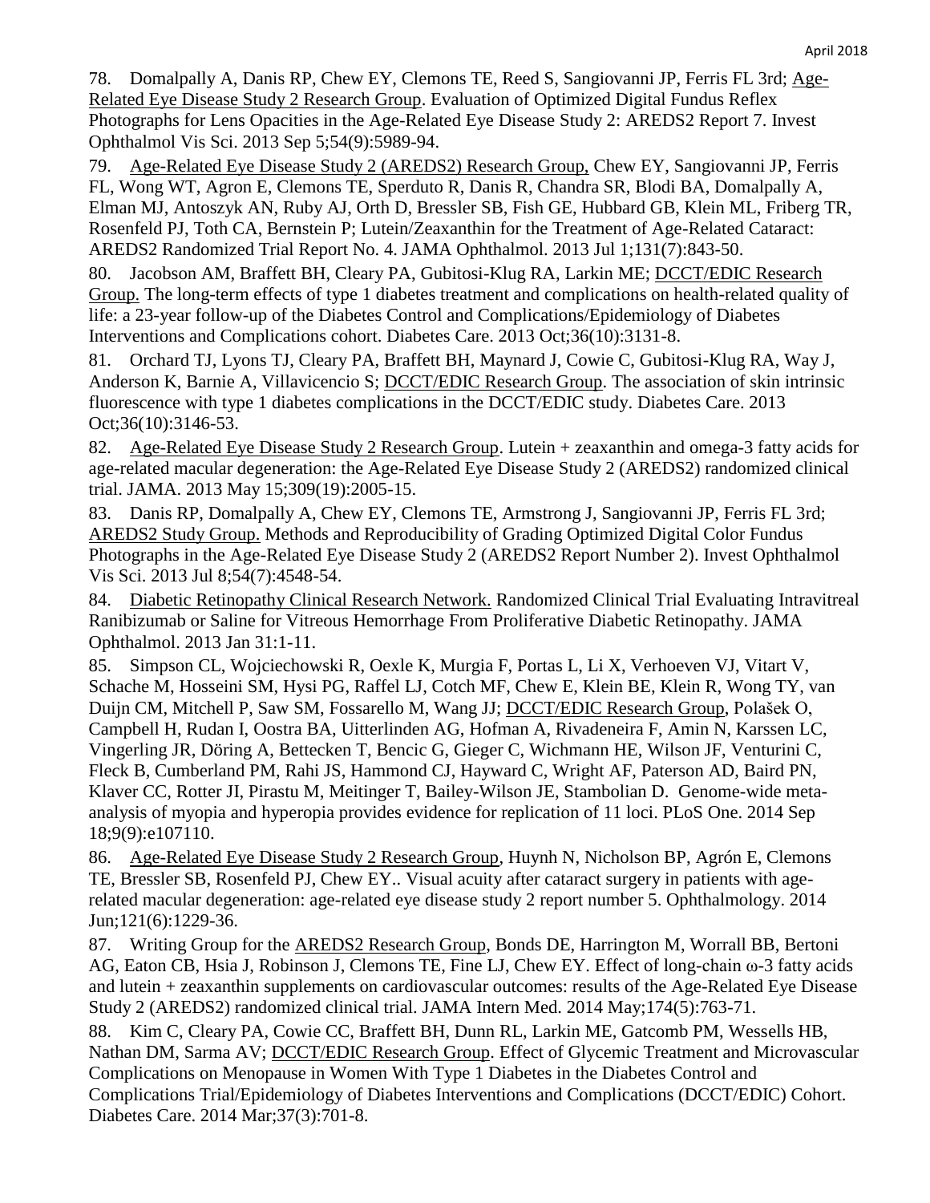78. Domalpally A, Danis RP, Chew EY, Clemons TE, Reed S, Sangiovanni JP, Ferris FL 3rd; Age-Related Eye Disease Study 2 Research Group. Evaluation of Optimized Digital Fundus Reflex Photographs for Lens Opacities in the Age-Related Eye Disease Study 2: AREDS2 Report 7. Invest Ophthalmol Vis Sci. 2013 Sep 5;54(9):5989-94.

79. Age-Related Eye Disease Study 2 (AREDS2) Research Group, Chew EY, Sangiovanni JP, Ferris FL, Wong WT, Agron E, Clemons TE, Sperduto R, Danis R, Chandra SR, Blodi BA, Domalpally A, Elman MJ, Antoszyk AN, Ruby AJ, Orth D, Bressler SB, Fish GE, Hubbard GB, Klein ML, Friberg TR, Rosenfeld PJ, Toth CA, Bernstein P; Lutein/Zeaxanthin for the Treatment of Age-Related Cataract: AREDS2 Randomized Trial Report No. 4. JAMA Ophthalmol. 2013 Jul 1;131(7):843-50.

80. Jacobson AM, Braffett BH, Cleary PA, Gubitosi-Klug RA, Larkin ME; DCCT/EDIC Research Group. The long-term effects of type 1 diabetes treatment and complications on health-related quality of life: a 23-year follow-up of the Diabetes Control and Complications/Epidemiology of Diabetes Interventions and Complications cohort. Diabetes Care. 2013 Oct;36(10):3131-8.

81. Orchard TJ, Lyons TJ, Cleary PA, Braffett BH, Maynard J, Cowie C, Gubitosi-Klug RA, Way J, Anderson K, Barnie A, Villavicencio S; DCCT/EDIC Research Group. The association of skin intrinsic fluorescence with type 1 diabetes complications in the DCCT/EDIC study. Diabetes Care. 2013 Oct;36(10):3146-53.

82. Age-Related Eye Disease Study 2 Research Group. Lutein + zeaxanthin and omega-3 fatty acids for age-related macular degeneration: the Age-Related Eye Disease Study 2 (AREDS2) randomized clinical trial. JAMA. 2013 May 15;309(19):2005-15.

83. Danis RP, Domalpally A, Chew EY, Clemons TE, Armstrong J, Sangiovanni JP, Ferris FL 3rd; AREDS2 Study Group. Methods and Reproducibility of Grading Optimized Digital Color Fundus Photographs in the Age-Related Eye Disease Study 2 (AREDS2 Report Number 2). Invest Ophthalmol Vis Sci. 2013 Jul 8;54(7):4548-54.

84. Diabetic Retinopathy Clinical Research Network. Randomized Clinical Trial Evaluating Intravitreal Ranibizumab or Saline for Vitreous Hemorrhage From Proliferative Diabetic Retinopathy. JAMA Ophthalmol. 2013 Jan 31:1-11.

85. Simpson CL, Wojciechowski R, Oexle K, Murgia F, Portas L, Li X, Verhoeven VJ, Vitart V, Schache M, Hosseini SM, Hysi PG, Raffel LJ, Cotch MF, Chew E, Klein BE, Klein R, Wong TY, van Duijn CM, Mitchell P, Saw SM, Fossarello M, Wang JJ; DCCT/EDIC Research Group, Polašek O, Campbell H, Rudan I, Oostra BA, Uitterlinden AG, Hofman A, Rivadeneira F, Amin N, Karssen LC, Vingerling JR, Döring A, Bettecken T, Bencic G, Gieger C, Wichmann HE, Wilson JF, Venturini C, Fleck B, Cumberland PM, Rahi JS, Hammond CJ, Hayward C, Wright AF, Paterson AD, Baird PN, Klaver CC, Rotter JI, Pirastu M, Meitinger T, Bailey-Wilson JE, Stambolian D. Genome-wide meta-analysis of myopia and hyperopia provides evidence for replication of 11 loci. PLoS One. 2014 Sep 18;9(9):e107110.

86. Age-Related Eye Disease Study 2 Research Group, Huynh N, Nicholson BP, Agrón E, Clemons TE, Bressler SB, Rosenfeld PJ, Chew EY.. Visual acuity after cataract surgery in patients with age-related macular degeneration: age-related eye disease study 2 report number 5. Ophthalmology. 2014 Jun;121(6):1229-36.

87. Writing Group for the AREDS2 Research Group, Bonds DE, Harrington M, Worrall BB, Bertoni AG, Eaton CB, Hsia J, Robinson J, Clemons TE, Fine LJ, Chew EY. Effect of long-chain ω-3 fatty acids and lutein + zeaxanthin supplements on cardiovascular outcomes: results of the Age-Related Eye Disease Study 2 (AREDS2) randomized clinical trial. JAMA Intern Med. 2014 May;174(5):763-71.

88. Kim C, Cleary PA, Cowie CC, Braffett BH, Dunn RL, Larkin ME, Gatcomb PM, Wessells HB, Nathan DM, Sarma AV; DCCT/EDIC Research Group. Effect of Glycemic Treatment and Microvascular Complications on Menopause in Women With Type 1 Diabetes in the Diabetes Control and Complications Trial/Epidemiology of Diabetes Interventions and Complications (DCCT/EDIC) Cohort. Diabetes Care. 2014 Mar;37(3):701-8.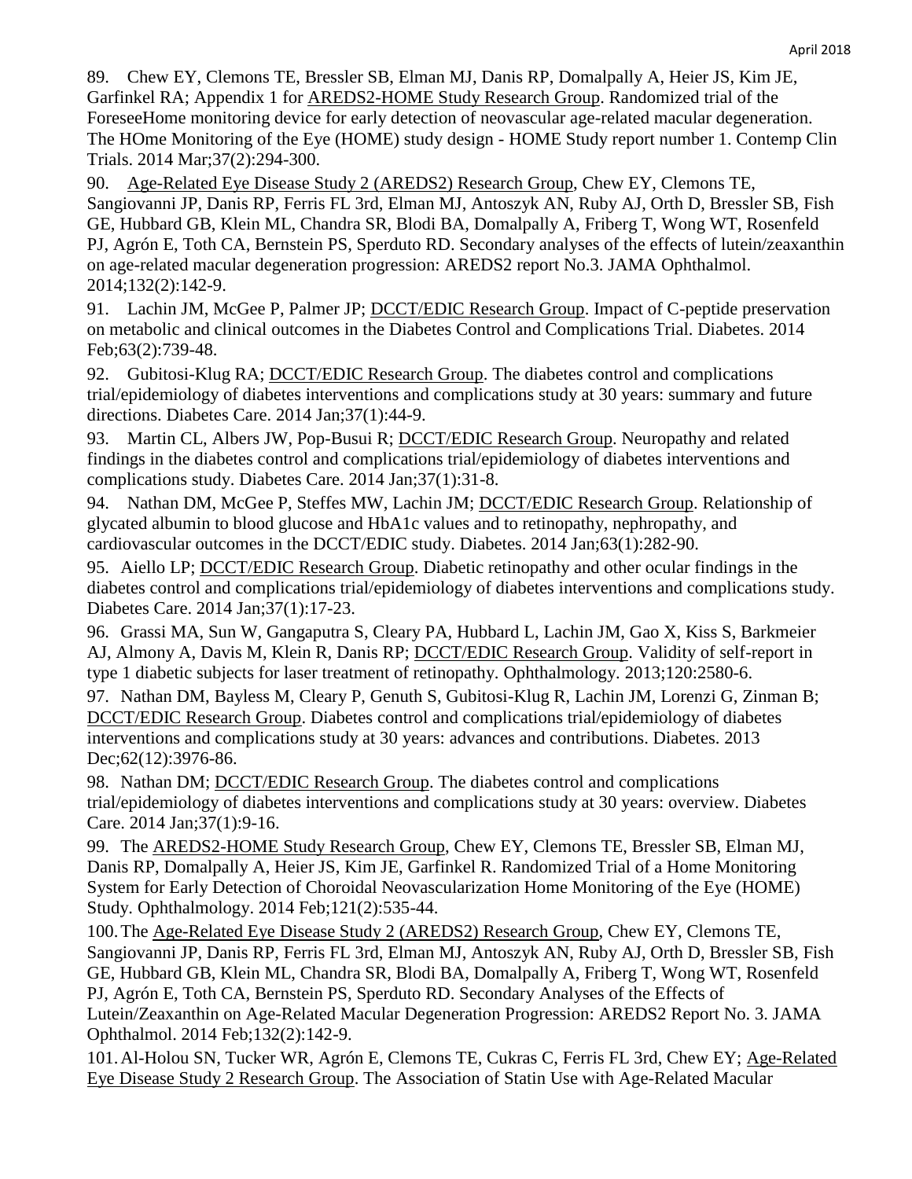89. Chew EY, Clemons TE, Bressler SB, Elman MJ, Danis RP, Domalpally A, Heier JS, Kim JE, Garfinkel RA; Appendix 1 for AREDS2-HOME Study Research Group. Randomized trial of the ForeseeHome monitoring device for early detection of neovascular age-related macular degeneration. The HOme Monitoring of the Eye (HOME) study design - HOME Study report number 1. Contemp Clin Trials. 2014 Mar;37(2):294-300.

90. Age-Related Eye Disease Study 2 (AREDS2) Research Group, Chew EY, Clemons TE, Sangiovanni JP, Danis RP, Ferris FL 3rd, Elman MJ, Antoszyk AN, Ruby AJ, Orth D, Bressler SB, Fish GE, Hubbard GB, Klein ML, Chandra SR, Blodi BA, Domalpally A, Friberg T, Wong WT, Rosenfeld PJ, Agrón E, Toth CA, Bernstein PS, Sperduto RD. Secondary analyses of the effects of lutein/zeaxanthin on age-related macular degeneration progression: AREDS2 report No.3. JAMA Ophthalmol. 2014;132(2):142-9.

91. Lachin JM, McGee P, Palmer JP; DCCT/EDIC Research Group. Impact of C-peptide preservation on metabolic and clinical outcomes in the Diabetes Control and Complications Trial. Diabetes. 2014 Feb;63(2):739-48.

92. Gubitosi-Klug RA; DCCT/EDIC Research Group. The diabetes control and complications trial/epidemiology of diabetes interventions and complications study at 30 years: summary and future directions. Diabetes Care. 2014 Jan;37(1):44-9.

93. Martin CL, Albers JW, Pop-Busui R; DCCT/EDIC Research Group. Neuropathy and related findings in the diabetes control and complications trial/epidemiology of diabetes interventions and complications study. Diabetes Care. 2014 Jan;37(1):31-8.

94. Nathan DM, McGee P, Steffes MW, Lachin JM; DCCT/EDIC Research Group. Relationship of glycated albumin to blood glucose and HbA1c values and to retinopathy, nephropathy, and cardiovascular outcomes in the DCCT/EDIC study. Diabetes. 2014 Jan;63(1):282-90.

95. Aiello LP; DCCT/EDIC Research Group. Diabetic retinopathy and other ocular findings in the diabetes control and complications trial/epidemiology of diabetes interventions and complications study. Diabetes Care. 2014 Jan;37(1):17-23.

96. Grassi MA, Sun W, Gangaputra S, Cleary PA, Hubbard L, Lachin JM, Gao X, Kiss S, Barkmeier AJ, Almony A, Davis M, Klein R, Danis RP; DCCT/EDIC Research Group. Validity of self-report in type 1 diabetic subjects for laser treatment of retinopathy. Ophthalmology. 2013;120:2580-6.

97. Nathan DM, Bayless M, Cleary P, Genuth S, Gubitosi-Klug R, Lachin JM, Lorenzi G, Zinman B; DCCT/EDIC Research Group. Diabetes control and complications trial/epidemiology of diabetes interventions and complications study at 30 years: advances and contributions. Diabetes. 2013 Dec;62(12):3976-86.

98. Nathan DM; DCCT/EDIC Research Group. The diabetes control and complications trial/epidemiology of diabetes interventions and complications study at 30 years: overview. Diabetes Care. 2014 Jan;37(1):9-16.

99. The AREDS2-HOME Study Research Group, Chew EY, Clemons TE, Bressler SB, Elman MJ, Danis RP, Domalpally A, Heier JS, Kim JE, Garfinkel R. Randomized Trial of a Home Monitoring System for Early Detection of Choroidal Neovascularization Home Monitoring of the Eye (HOME) Study. Ophthalmology. 2014 Feb;121(2):535-44.

100. The Age-Related Eye Disease Study 2 (AREDS2) Research Group, Chew EY, Clemons TE, Sangiovanni JP, Danis RP, Ferris FL 3rd, Elman MJ, Antoszyk AN, Ruby AJ, Orth D, Bressler SB, Fish GE, Hubbard GB, Klein ML, Chandra SR, Blodi BA, Domalpally A, Friberg T, Wong WT, Rosenfeld PJ, Agrón E, Toth CA, Bernstein PS, Sperduto RD. Secondary Analyses of the Effects of Lutein/Zeaxanthin on Age-Related Macular Degeneration Progression: AREDS2 Report No. 3. JAMA Ophthalmol. 2014 Feb;132(2):142-9.

101. Al-Holou SN, Tucker WR, Agrón E, Clemons TE, Cukras C, Ferris FL 3rd, Chew EY; Age-Related Eye Disease Study 2 Research Group. The Association of Statin Use with Age-Related Macular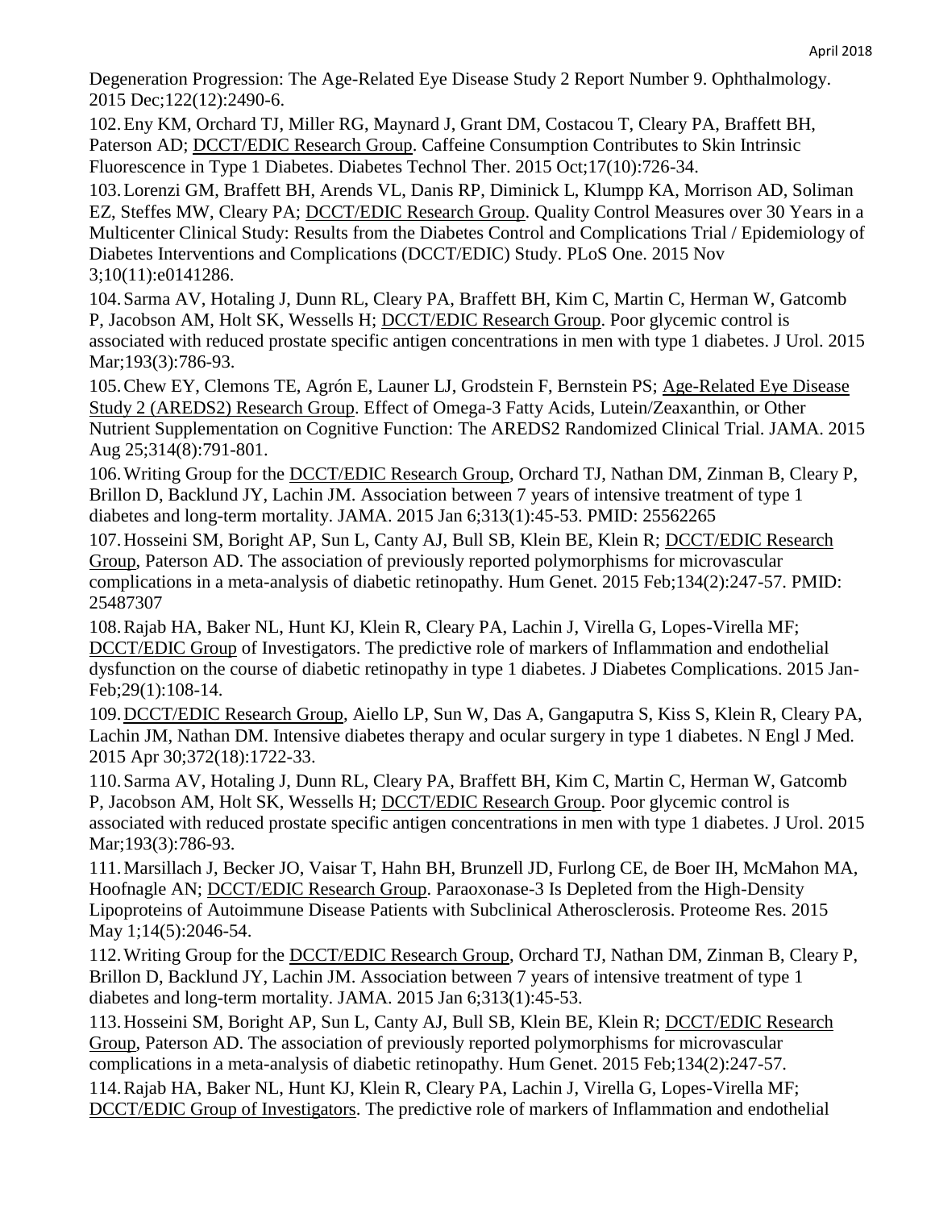Degeneration Progression: The Age-Related Eye Disease Study 2 Report Number 9. Ophthalmology. 2015 Dec;122(12):2490-6.

102. Eny KM, Orchard TJ, Miller RG, Maynard J, Grant DM, Costacou T, Cleary PA, Braffett BH, Paterson AD; DCCT/EDIC Research Group. Caffeine Consumption Contributes to Skin Intrinsic Fluorescence in Type 1 Diabetes. Diabetes Technol Ther. 2015 Oct;17(10):726-34.

103. Lorenzi GM, Braffett BH, Arends VL, Danis RP, Diminick L, Klumpp KA, Morrison AD, Soliman EZ, Steffes MW, Cleary PA; DCCT/EDIC Research Group. Quality Control Measures over 30 Years in a Multicenter Clinical Study: Results from the Diabetes Control and Complications Trial / Epidemiology of Diabetes Interventions and Complications (DCCT/EDIC) Study. PLoS One. 2015 Nov 3;10(11):e0141286.

104. Sarma AV, Hotaling J, Dunn RL, Cleary PA, Braffett BH, Kim C, Martin C, Herman W, Gatcomb P, Jacobson AM, Holt SK, Wessells H; DCCT/EDIC Research Group. Poor glycemic control is associated with reduced prostate specific antigen concentrations in men with type 1 diabetes. J Urol. 2015 Mar;193(3):786-93.

105. Chew EY, Clemons TE, Agrón E, Launer LJ, Grodstein F, Bernstein PS; Age-Related Eye Disease Study 2 (AREDS2) Research Group. Effect of Omega-3 Fatty Acids, Lutein/Zeaxanthin, or Other Nutrient Supplementation on Cognitive Function: The AREDS2 Randomized Clinical Trial. JAMA. 2015 Aug 25;314(8):791-801.

106. Writing Group for the DCCT/EDIC Research Group, Orchard TJ, Nathan DM, Zinman B, Cleary P, Brillon D, Backlund JY, Lachin JM. Association between 7 years of intensive treatment of type 1 diabetes and long-term mortality. JAMA. 2015 Jan 6;313(1):45-53. PMID: 25562265

107. Hosseini SM, Boright AP, Sun L, Canty AJ, Bull SB, Klein BE, Klein R; DCCT/EDIC Research Group, Paterson AD. The association of previously reported polymorphisms for microvascular complications in a meta-analysis of diabetic retinopathy. Hum Genet. 2015 Feb;134(2):247-57. PMID: 25487307

108. Rajab HA, Baker NL, Hunt KJ, Klein R, Cleary PA, Lachin J, Virella G, Lopes-Virella MF; DCCT/EDIC Group of Investigators. The predictive role of markers of Inflammation and endothelial dysfunction on the course of diabetic retinopathy in type 1 diabetes. J Diabetes Complications. 2015 Jan-Feb;29(1):108-14.

109. DCCT/EDIC Research Group, Aiello LP, Sun W, Das A, Gangaputra S, Kiss S, Klein R, Cleary PA, Lachin JM, Nathan DM. Intensive diabetes therapy and ocular surgery in type 1 diabetes. N Engl J Med. 2015 Apr 30;372(18):1722-33.

110. Sarma AV, Hotaling J, Dunn RL, Cleary PA, Braffett BH, Kim C, Martin C, Herman W, Gatcomb P, Jacobson AM, Holt SK, Wessells H; DCCT/EDIC Research Group. Poor glycemic control is associated with reduced prostate specific antigen concentrations in men with type 1 diabetes. J Urol. 2015 Mar;193(3):786-93.

111. Marsillach J, Becker JO, Vaisar T, Hahn BH, Brunzell JD, Furlong CE, de Boer IH, McMahon MA, Hoofnagle AN; DCCT/EDIC Research Group. Paraoxonase-3 Is Depleted from the High-Density Lipoproteins of Autoimmune Disease Patients with Subclinical Atherosclerosis. Proteome Res. 2015 May 1;14(5):2046-54.

112. Writing Group for the DCCT/EDIC Research Group, Orchard TJ, Nathan DM, Zinman B, Cleary P, Brillon D, Backlund JY, Lachin JM. Association between 7 years of intensive treatment of type 1 diabetes and long-term mortality. JAMA. 2015 Jan 6;313(1):45-53.

113. Hosseini SM, Boright AP, Sun L, Canty AJ, Bull SB, Klein BE, Klein R; DCCT/EDIC Research Group, Paterson AD. The association of previously reported polymorphisms for microvascular complications in a meta-analysis of diabetic retinopathy. Hum Genet. 2015 Feb;134(2):247-57.

114. Rajab HA, Baker NL, Hunt KJ, Klein R, Cleary PA, Lachin J, Virella G, Lopes-Virella MF; DCCT/EDIC Group of Investigators. The predictive role of markers of Inflammation and endothelial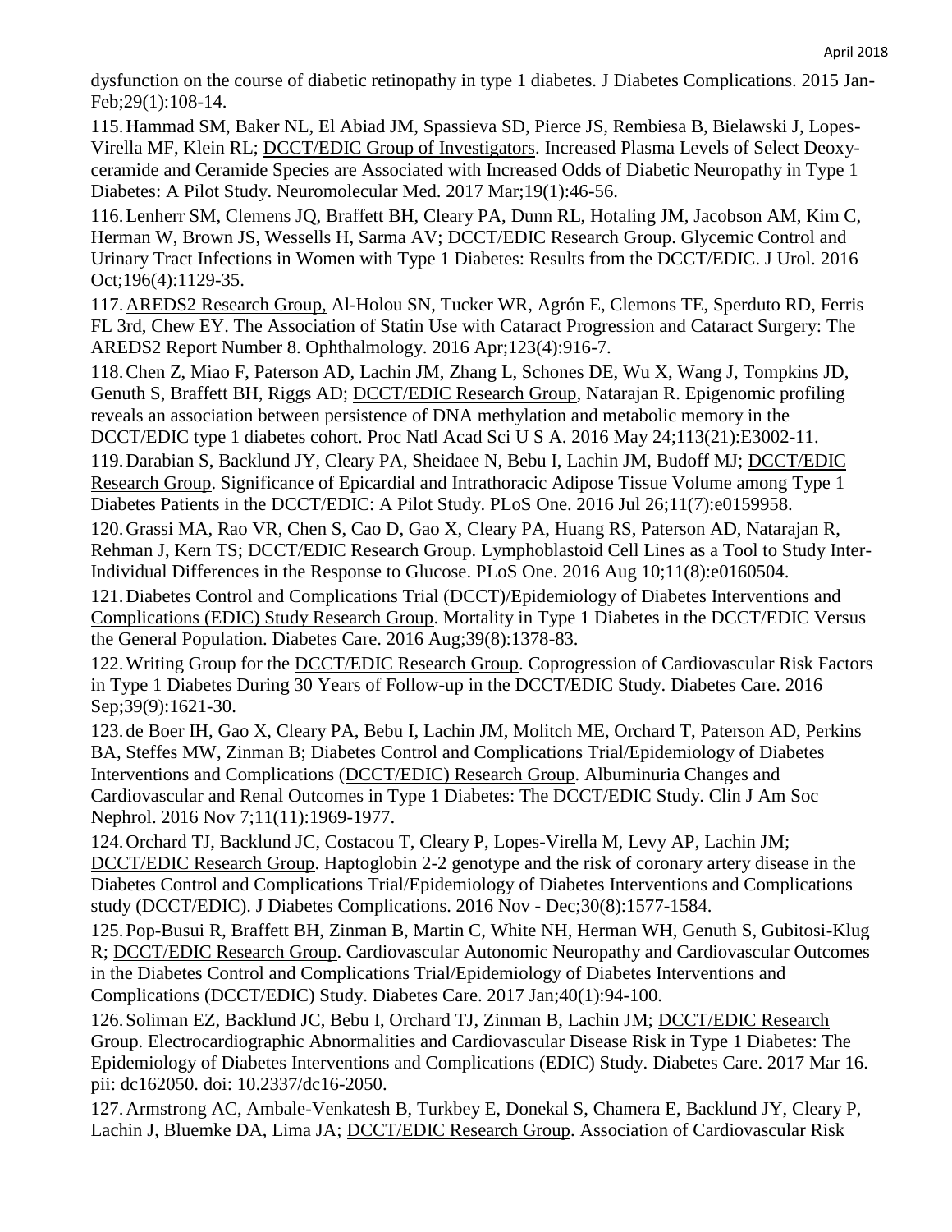dysfunction on the course of diabetic retinopathy in type 1 diabetes. J Diabetes Complications. 2015 Jan-Feb;29(1):108-14.

115. Hammad SM, Baker NL, El Abiad JM, Spassieva SD, Pierce JS, Rembiesa B, Bielawski J, Lopes-Virella MF, Klein RL; DCCT/EDIC Group of Investigators. Increased Plasma Levels of Select Deoxy-ceramide and Ceramide Species are Associated with Increased Odds of Diabetic Neuropathy in Type 1 Diabetes: A Pilot Study. Neuromolecular Med. 2017 Mar;19(1):46-56.

116. Lenherr SM, Clemens JQ, Braffett BH, Cleary PA, Dunn RL, Hotaling JM, Jacobson AM, Kim C, Herman W, Brown JS, Wessells H, Sarma AV; DCCT/EDIC Research Group. Glycemic Control and Urinary Tract Infections in Women with Type 1 Diabetes: Results from the DCCT/EDIC. J Urol. 2016 Oct;196(4):1129-35.

117. AREDS2 Research Group, Al-Holou SN, Tucker WR, Agrón E, Clemons TE, Sperduto RD, Ferris FL 3rd, Chew EY. The Association of Statin Use with Cataract Progression and Cataract Surgery: The AREDS2 Report Number 8. Ophthalmology. 2016 Apr;123(4):916-7.

118. Chen Z, Miao F, Paterson AD, Lachin JM, Zhang L, Schones DE, Wu X, Wang J, Tompkins JD, Genuth S, Braffett BH, Riggs AD; DCCT/EDIC Research Group, Natarajan R. Epigenomic profiling reveals an association between persistence of DNA methylation and metabolic memory in the DCCT/EDIC type 1 diabetes cohort. Proc Natl Acad Sci U S A. 2016 May 24;113(21):E3002-11.

119. Darabian S, Backlund JY, Cleary PA, Sheidaee N, Bebu I, Lachin JM, Budoff MJ; DCCT/EDIC Research Group. Significance of Epicardial and Intrathoracic Adipose Tissue Volume among Type 1 Diabetes Patients in the DCCT/EDIC: A Pilot Study. PLoS One. 2016 Jul 26;11(7):e0159958.

120. Grassi MA, Rao VR, Chen S, Cao D, Gao X, Cleary PA, Huang RS, Paterson AD, Natarajan R, Rehman J, Kern TS; DCCT/EDIC Research Group. Lymphoblastoid Cell Lines as a Tool to Study Inter-Individual Differences in the Response to Glucose. PLoS One. 2016 Aug 10;11(8):e0160504.

121. Diabetes Control and Complications Trial (DCCT)/Epidemiology of Diabetes Interventions and Complications (EDIC) Study Research Group. Mortality in Type 1 Diabetes in the DCCT/EDIC Versus the General Population. Diabetes Care. 2016 Aug;39(8):1378-83.

122. Writing Group for the DCCT/EDIC Research Group. Coprogression of Cardiovascular Risk Factors in Type 1 Diabetes During 30 Years of Follow-up in the DCCT/EDIC Study. Diabetes Care. 2016 Sep;39(9):1621-30.

123. de Boer IH, Gao X, Cleary PA, Bebu I, Lachin JM, Molitch ME, Orchard T, Paterson AD, Perkins BA, Steffes MW, Zinman B; Diabetes Control and Complications Trial/Epidemiology of Diabetes Interventions and Complications (DCCT/EDIC) Research Group. Albuminuria Changes and Cardiovascular and Renal Outcomes in Type 1 Diabetes: The DCCT/EDIC Study. Clin J Am Soc Nephrol. 2016 Nov 7;11(11):1969-1977.

124. Orchard TJ, Backlund JC, Costacou T, Cleary P, Lopes-Virella M, Levy AP, Lachin JM; DCCT/EDIC Research Group. Haptoglobin 2-2 genotype and the risk of coronary artery disease in the Diabetes Control and Complications Trial/Epidemiology of Diabetes Interventions and Complications study (DCCT/EDIC). J Diabetes Complications. 2016 Nov - Dec;30(8):1577-1584.

125. Pop-Busui R, Braffett BH, Zinman B, Martin C, White NH, Herman WH, Genuth S, Gubitosi-Klug R; DCCT/EDIC Research Group. Cardiovascular Autonomic Neuropathy and Cardiovascular Outcomes in the Diabetes Control and Complications Trial/Epidemiology of Diabetes Interventions and Complications (DCCT/EDIC) Study. Diabetes Care. 2017 Jan;40(1):94-100.

126. Soliman EZ, Backlund JC, Bebu I, Orchard TJ, Zinman B, Lachin JM; DCCT/EDIC Research Group. Electrocardiographic Abnormalities and Cardiovascular Disease Risk in Type 1 Diabetes: The Epidemiology of Diabetes Interventions and Complications (EDIC) Study. Diabetes Care. 2017 Mar 16. pii: dc162050. doi: 10.2337/dc16-2050.

127. Armstrong AC, Ambale-Venkatesh B, Turkbey E, Donekal S, Chamera E, Backlund JY, Cleary P, Lachin J, Bluemke DA, Lima JA; DCCT/EDIC Research Group. Association of Cardiovascular Risk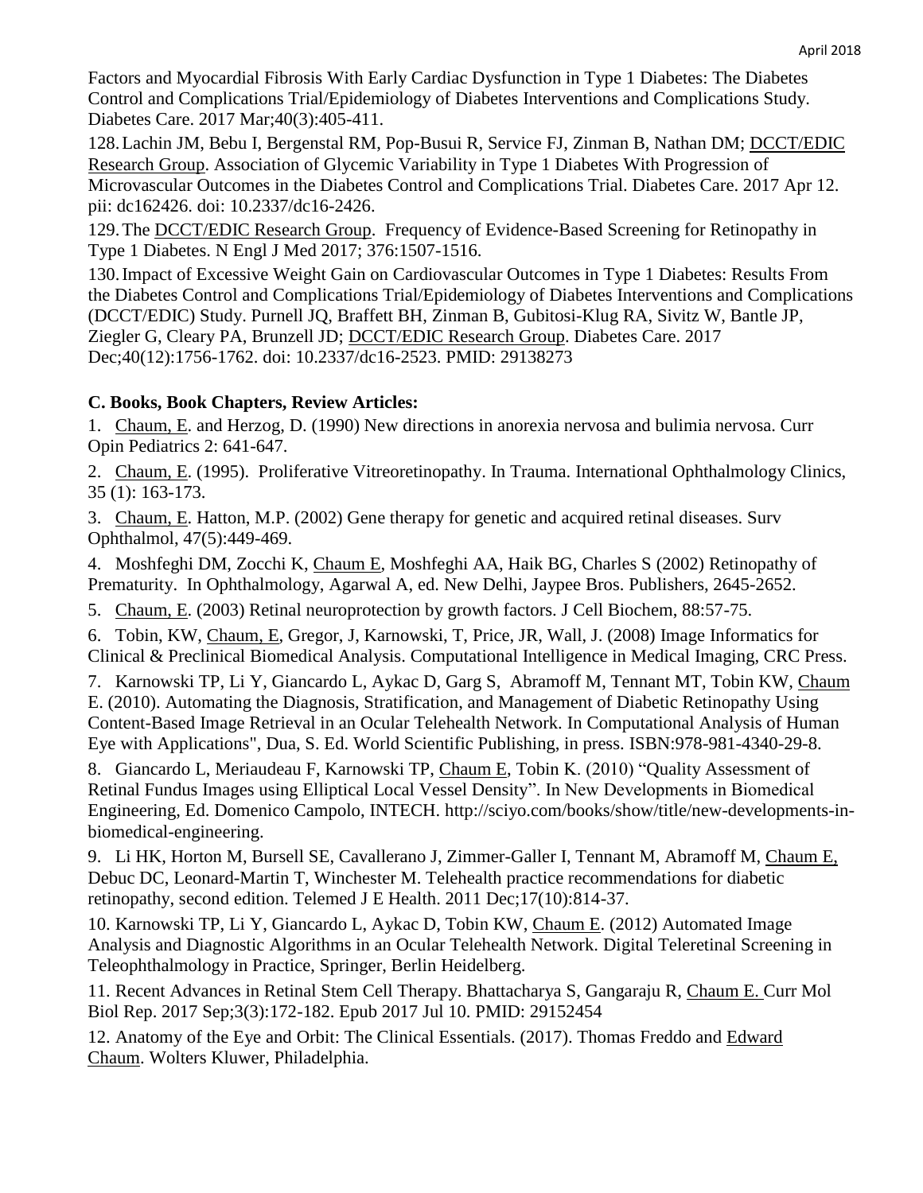Factors and Myocardial Fibrosis With Early Cardiac Dysfunction in Type 1 Diabetes: The Diabetes Control and Complications Trial/Epidemiology of Diabetes Interventions and Complications Study. Diabetes Care. 2017 Mar;40(3):405-411.

128. Lachin JM, Bebu I, Bergenstal RM, Pop-Busui R, Service FJ, Zinman B, Nathan DM; DCCT/EDIC Research Group. Association of Glycemic Variability in Type 1 Diabetes With Progression of Microvascular Outcomes in the Diabetes Control and Complications Trial. Diabetes Care. 2017 Apr 12. pii: dc162426. doi: 10.2337/dc16-2426.

129. The DCCT/EDIC Research Group. Frequency of Evidence-Based Screening for Retinopathy in Type 1 Diabetes. N Engl J Med 2017; 376:1507-1516.

130. Impact of Excessive Weight Gain on Cardiovascular Outcomes in Type 1 Diabetes: Results From the Diabetes Control and Complications Trial/Epidemiology of Diabetes Interventions and Complications (DCCT/EDIC) Study. Purnell JQ, Braffett BH, Zinman B, Gubitosi-Klug RA, Sivitz W, Bantle JP, Ziegler G, Cleary PA, Brunzell JD; DCCT/EDIC Research Group. Diabetes Care. 2017 Dec;40(12):1756-1762. doi: 10.2337/dc16-2523. PMID: 29138273

**C. Books, Book Chapters, Review Articles:**

1. Chaum, E. and Herzog, D. (1990) New directions in anorexia nervosa and bulimia nervosa. Curr Opin Pediatrics 2: 641-647.

2. Chaum, E. (1995). Proliferative Vitreoretinopathy. In Trauma. International Ophthalmology Clinics, 35 (1): 163-173.

3. Chaum, E. Hatton, M.P. (2002) Gene therapy for genetic and acquired retinal diseases. Surv Ophthalmol, 47(5):449-469.

4. Moshfeghi DM, Zocchi K, Chaum E, Moshfeghi AA, Haik BG, Charles S (2002) Retinopathy of Prematurity. In Ophthalmology, Agarwal A, ed. New Delhi, Jaypee Bros. Publishers, 2645-2652.

5. Chaum, E. (2003) Retinal neuroprotection by growth factors. J Cell Biochem, 88:57-75.

6. Tobin, KW, Chaum, E, Gregor, J, Karnowski, T, Price, JR, Wall, J. (2008) Image Informatics for Clinical & Preclinical Biomedical Analysis. Computational Intelligence in Medical Imaging, CRC Press.

7. Karnowski TP, Li Y, Giancardo L, Aykac D, Garg S, Abramoff M, Tennant MT, Tobin KW, Chaum E. (2010). Automating the Diagnosis, Stratification, and Management of Diabetic Retinopathy Using Content-Based Image Retrieval in an Ocular Telehealth Network. In Computational Analysis of Human Eye with Applications", Dua, S. Ed. World Scientific Publishing, in press. ISBN:978-981-4340-29-8.

8. Giancardo L, Meriaudeau F, Karnowski TP, Chaum E, Tobin K. (2010) "Quality Assessment of Retinal Fundus Images using Elliptical Local Vessel Density". In New Developments in Biomedical Engineering, Ed. Domenico Campolo, INTECH. http://sciyo.com/books/show/title/new-developments-in-biomedical-engineering.

9. Li HK, Horton M, Bursell SE, Cavallerano J, Zimmer-Galler I, Tennant M, Abramoff M, Chaum E, Debuc DC, Leonard-Martin T, Winchester M. Telehealth practice recommendations for diabetic retinopathy, second edition. Telemed J E Health. 2011 Dec;17(10):814-37.

10. Karnowski TP, Li Y, Giancardo L, Aykac D, Tobin KW, Chaum E. (2012) Automated Image Analysis and Diagnostic Algorithms in an Ocular Telehealth Network. Digital Teleretinal Screening in Teleophthalmology in Practice, Springer, Berlin Heidelberg.

11. Recent Advances in Retinal Stem Cell Therapy. Bhattacharya S, Gangaraju R, Chaum E. Curr Mol Biol Rep. 2017 Sep;3(3):172-182. Epub 2017 Jul 10. PMID: 29152454

12. Anatomy of the Eye and Orbit: The Clinical Essentials. (2017). Thomas Freddo and Edward Chaum. Wolters Kluwer, Philadelphia.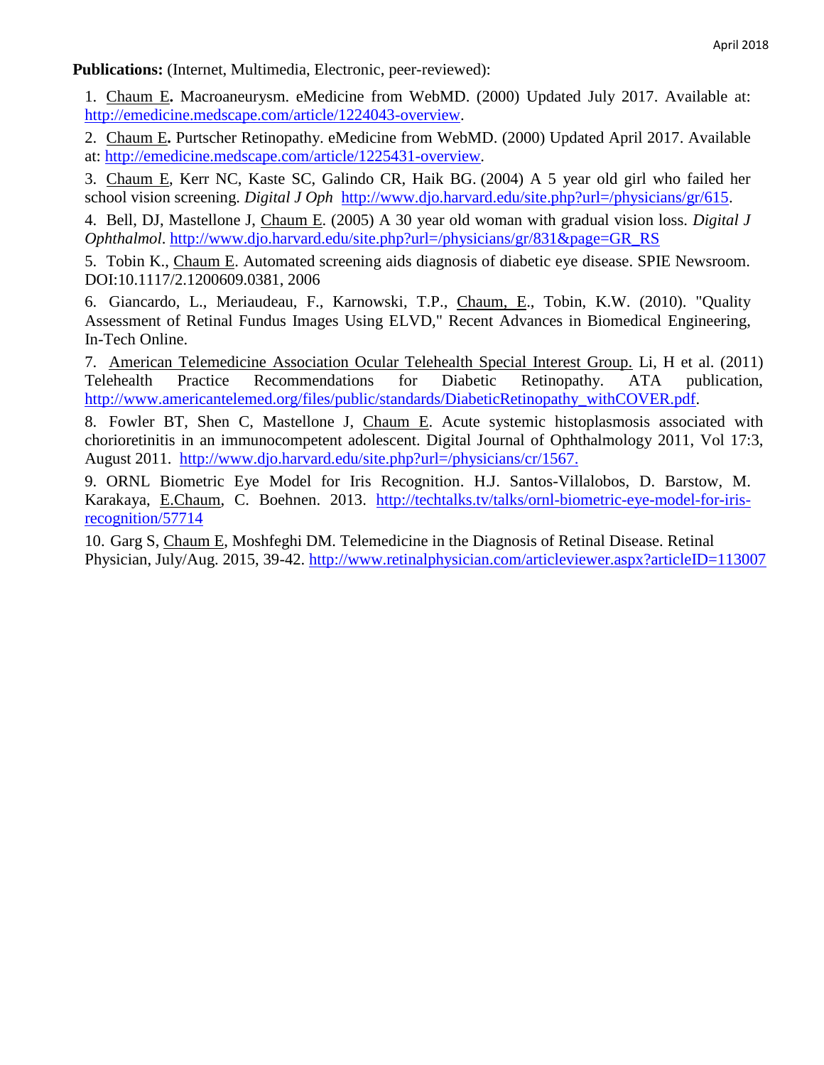**Publications:** (Internet, Multimedia, Electronic, peer-reviewed):

1. Chaum E**.** Macroaneurysm. eMedicine from WebMD. (2000) Updated July 2017. Available at: http://emedicine.medscape.com/article/1224043-overview.

2. Chaum E**.** Purtscher Retinopathy. eMedicine from WebMD. (2000) Updated April 2017. Available at: http://emedicine.medscape.com/article/1225431-overview.

3. Chaum E, Kerr NC, Kaste SC, Galindo CR, Haik BG. (2004) A 5 year old girl who failed her school vision screening. *Digital J Oph* http://www.djo.harvard.edu/site.php?url=/physicians/gr/615.

4. Bell, DJ, Mastellone J, Chaum E. (2005) A 30 year old woman with gradual vision loss. *Digital J Ophthalmol*. http://www.djo.harvard.edu/site.php?url=/physicians/gr/831&page=GR_RS

5. Tobin K., Chaum E. Automated screening aids diagnosis of diabetic eye disease. SPIE Newsroom. DOI:10.1117/2.1200609.0381, 2006

6. Giancardo, L., Meriaudeau, F., Karnowski, T.P., Chaum, E., Tobin, K.W. (2010). "Quality Assessment of Retinal Fundus Images Using ELVD," Recent Advances in Biomedical Engineering, In-Tech Online.

7. American Telemedicine Association Ocular Telehealth Special Interest Group. Li, H et al. (2011) Telehealth Practice Recommendations for Diabetic Retinopathy. ATA publication, http://www.americantelemed.org/files/public/standards/DiabeticRetinopathy_withCOVER.pdf.

8. Fowler BT, Shen C, Mastellone J, Chaum E. Acute systemic histoplasmosis associated with chorioretinitis in an immunocompetent adolescent. Digital Journal of Ophthalmology 2011, Vol 17:3, August 2011. http://www.djo.harvard.edu/site.php?url=/physicians/cr/1567.

9. ORNL Biometric Eye Model for Iris Recognition. H.J. Santos-Villalobos, D. Barstow, M. Karakaya, E.Chaum, C. Boehnen. 2013. http://techtalks.tv/talks/ornl-biometric-eye-model-for-iris-recognition/57714

10. Garg S, Chaum E, Moshfeghi DM. Telemedicine in the Diagnosis of Retinal Disease. Retinal Physician, July/Aug. 2015, 39-42. http://www.retinalphysician.com/articleviewer.aspx?articleID=113007